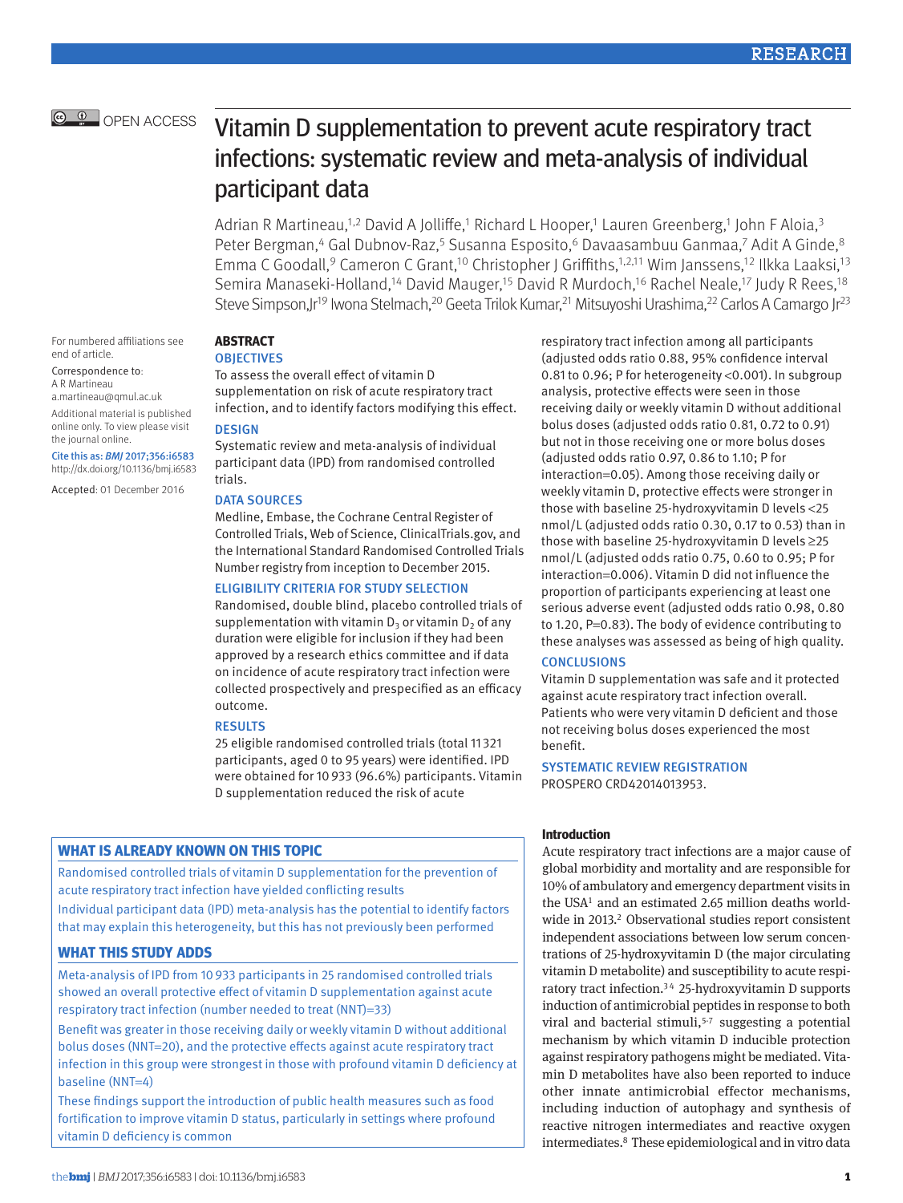# Vitamin D supplementation to prevent acute respiratory tract infections: systematic review and meta-analysis of individual participant data

Adrian R Martineau,[1,2] David A Jolliffe,[1] Richard L Hooper,[1] Lauren Greenberg,[1] John F Aloia,[3] Peter Bergman,[4] Gal Dubnov-Raz,[5] Susanna Esposito,[6] Davaasambuu Ganmaa,[7] Adit A Ginde,[8] Emma C Goodall,[9] Cameron C Grant,[10] Christopher J Griffiths,[1,2,11] Wim Janssens,[12] Ilkka Laaksi,[13] Semira Manaseki-Holland,[14] David Mauger,[15] David R Murdoch,[16] Rachel Neale,[17] Judy R Rees,[18] Steve Simpson,Jr[19] Iwona Stelmach,[20] Geeta Trilok Kumar,[21] Mitsuyoshi Urashima,[22] Carlos A Camargo Jr[23]

OPEN ACCESS

For numbered affiliations see end of article.

Correspondence to: A R Martineau a.martineau@qmul.ac.uk

Additional material is published online only. To view please visit the journal online.

Cite this as: *BMJ* 2017;356:i6583 http://dx.doi.org/10.1136/bmj.i6583

Accepted: 01 December 2016

## ABSTRACT

### OBJECTIVES

To assess the overall effect of vitamin D supplementation on risk of acute respiratory tract infection, and to identify factors modifying this effect.

### DESIGN

Systematic review and meta-analysis of individual participant data (IPD) from randomised controlled trials.

### DATA SOURCES

Medline, Embase, the Cochrane Central Register of Controlled Trials, Web of Science, ClinicalTrials.gov, and the International Standard Randomised Controlled Trials Number registry from inception to December 2015.

### ELIGIBILITY CRITERIA FOR STUDY SELECTION

Randomised, double blind, placebo controlled trials of supplementation with vitamin $D_3$ or vitamin $D_2$ of any duration were eligible for inclusion if they had been approved by a research ethics committee and if data on incidence of acute respiratory tract infection were collected prospectively and prespecified as an efficacy outcome.

### RESULTS

25 eligible randomised controlled trials (total 11 321 participants, aged 0 to 95 years) were identified. IPD were obtained for 10 933 (96.6%) participants. Vitamin D supplementation reduced the risk of acute respiratory tract infection among all participants (adjusted odds ratio 0.88, 95% confidence interval 0.81 to 0.96; P for heterogeneity <0.001). In subgroup analysis, protective effects were seen in those receiving daily or weekly vitamin D without additional bolus doses (adjusted odds ratio 0.81, 0.72 to 0.91) but not in those receiving one or more bolus doses (adjusted odds ratio 0.97, 0.86 to 1.10; P for interaction=0.05). Among those receiving daily or weekly vitamin D, protective effects were stronger in those with baseline 25-hydroxyvitamin D levels <25 nmol/L (adjusted odds ratio 0.30, 0.17 to 0.53) than in those with baseline 25-hydroxyvitamin D levels ≥25 nmol/L (adjusted odds ratio 0.75, 0.60 to 0.95; P for interaction=0.006). Vitamin D did not influence the proportion of participants experiencing at least one serious adverse event (adjusted odds ratio 0.98, 0.80 to 1.20, P=0.83). The body of evidence contributing to these analyses was assessed as being of high quality.

### CONCLUSIONS

Vitamin D supplementation was safe and it protected against acute respiratory tract infection overall. Patients who were very vitamin D deficient and those not receiving bolus doses experienced the most benefit.

### SYSTEMATIC REVIEW REGISTRATION

PROSPERO CRD42014013953.

### WHAT IS ALREADY KNOWN ON THIS TOPIC

Randomised controlled trials of vitamin D supplementation for the prevention of acute respiratory tract infection have yielded conflicting results

Individual participant data (IPD) meta-analysis has the potential to identify factors that may explain this heterogeneity, but this has not previously been performed

### WHAT THIS STUDY ADDS

Meta-analysis of IPD from 10 933 participants in 25 randomised controlled trials showed an overall protective effect of vitamin D supplementation against acute respiratory tract infection (number needed to treat (NNT)=33)

Benefit was greater in those receiving daily or weekly vitamin D without additional bolus doses (NNT=20), and the protective effects against acute respiratory tract infection in this group were strongest in those with profound vitamin D deficiency at baseline (NNT=4)

These findings support the introduction of public health measures such as food fortification to improve vitamin D status, particularly in settings where profound vitamin D deficiency is common

## Introduction

Acute respiratory tract infections are a major cause of global morbidity and mortality and are responsible for 10% of ambulatory and emergency department visits in the USA[1] and an estimated 2.65 million deaths worldwide in 2013.[2] Observational studies report consistent independent associations between low serum concentrations of 25-hydroxyvitamin D (the major circulating vitamin D metabolite) and susceptibility to acute respiratory tract infection.[3,4] 25-hydroxyvitamin D supports induction of antimicrobial peptides in response to both viral and bacterial stimuli,[5-7] suggesting a potential mechanism by which vitamin D inducible protection against respiratory pathogens might be mediated. Vitamin D metabolites have also been reported to induce other innate antimicrobial effector mechanisms, including induction of autophagy and synthesis of reactive nitrogen intermediates and reactive oxygen intermediates.[8] These epidemiological and in vitro data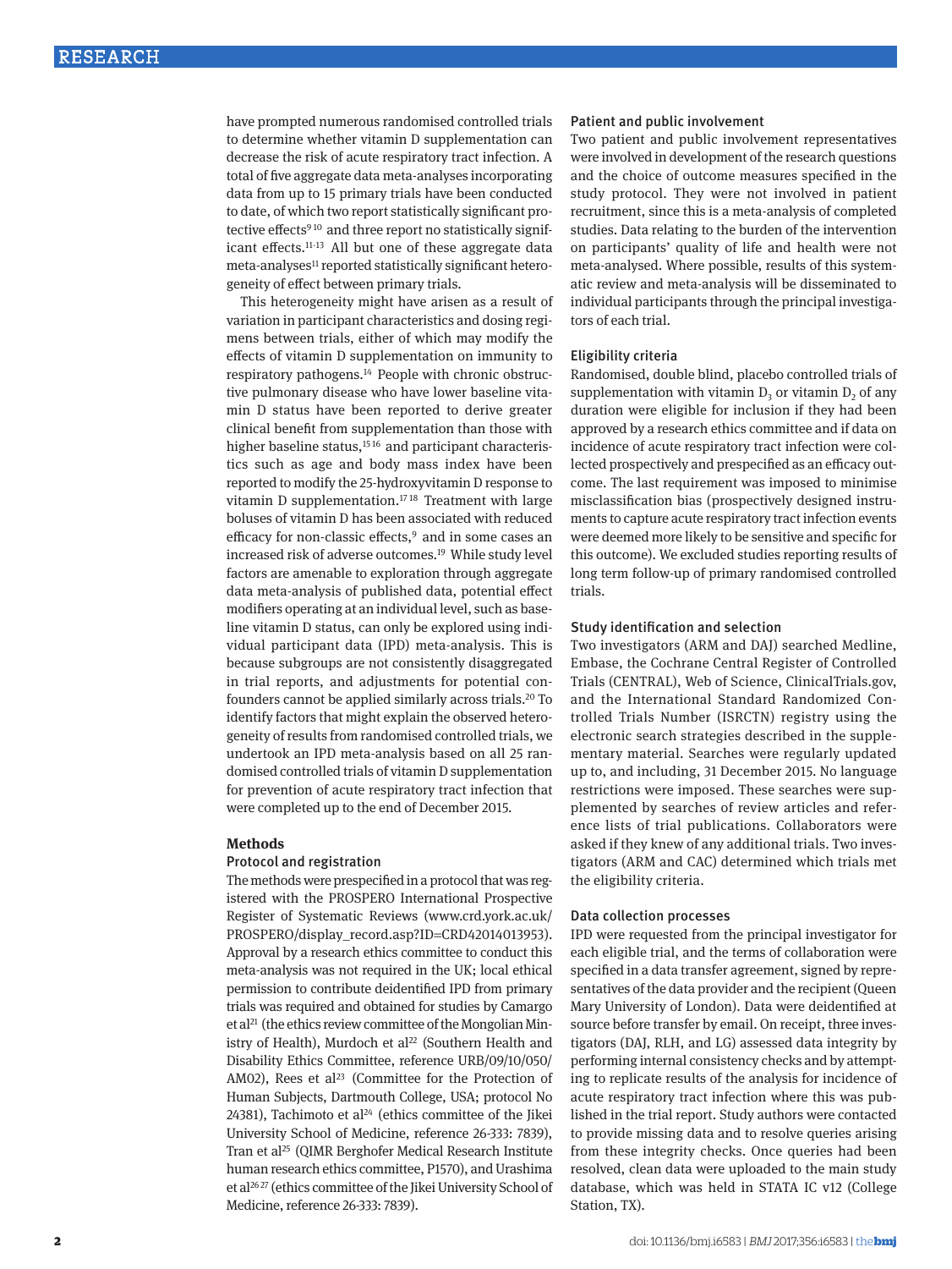have prompted numerous randomised controlled trials to determine whether vitamin D supplementation can decrease the risk of acute respiratory tract infection. A total of five aggregate data meta-analyses incorporating data from up to 15 primary trials have been conducted to date, of which two report statistically significant protective effects[9,10] and three report no statistically significant effects.[11-13] All but one of these aggregate data meta-analyses[11] reported statistically significant heterogeneity of effect between primary trials.

This heterogeneity might have arisen as a result of variation in participant characteristics and dosing regimens between trials, either of which may modify the effects of vitamin D supplementation on immunity to respiratory pathogens.[14] People with chronic obstructive pulmonary disease who have lower baseline vitamin D status have been reported to derive greater clinical benefit from supplementation than those with higher baseline status,[15,16] and participant characteristics such as age and body mass index have been reported to modify the 25-hydroxyvitamin D response to vitamin D supplementation.[17,18] Treatment with large boluses of vitamin D has been associated with reduced efficacy for non-classic effects,[9] and in some cases an increased risk of adverse outcomes.[19] While study level factors are amenable to exploration through aggregate data meta-analysis of published data, potential effect modifiers operating at an individual level, such as baseline vitamin D status, can only be explored using individual participant data (IPD) meta-analysis. This is because subgroups are not consistently disaggregated in trial reports, and adjustments for potential confounders cannot be applied similarly across trials.[20] To identify factors that might explain the observed heterogeneity of results from randomised controlled trials, we undertook an IPD meta-analysis based on all 25 randomised controlled trials of vitamin D supplementation for prevention of acute respiratory tract infection that were completed up to the end of December 2015.

## Methods

### Protocol and registration

The methods were prespecified in a protocol that was registered with the PROSPERO International Prospective Register of Systematic Reviews (www.crd.york.ac.uk/PROSPERO/display_record.asp?ID=CRD42014013953). Approval by a research ethics committee to conduct this meta-analysis was not required in the UK; local ethical permission to contribute deidentified IPD from primary trials was required and obtained for studies by Camargo et al[21] (the ethics review committee of the Mongolian Ministry of Health), Murdoch et al[22] (Southern Health and Disability Ethics Committee, reference URB/09/10/050/AM02), Rees et al[23] (Committee for the Protection of Human Subjects, Dartmouth College, USA; protocol No 24381), Tachimoto et al[24] (ethics committee of the Jikei University School of Medicine, reference 26-333: 7839), Tran et al[25] (QIMR Berghofer Medical Research Institute human research ethics committee, P1570), and Urashima et al[26,27] (ethics committee of the Jikei University School of Medicine, reference 26-333: 7839).

### Patient and public involvement

Two patient and public involvement representatives were involved in development of the research questions and the choice of outcome measures specified in the study protocol. They were not involved in patient recruitment, since this is a meta-analysis of completed studies. Data relating to the burden of the intervention on participants' quality of life and health were not meta-analysed. Where possible, results of this systematic review and meta-analysis will be disseminated to individual participants through the principal investigators of each trial.

### Eligibility criteria

Randomised, double blind, placebo controlled trials of supplementation with vitamin $D_3$ or vitamin $D_2$ of any duration were eligible for inclusion if they had been approved by a research ethics committee and if data on incidence of acute respiratory tract infection were collected prospectively and prespecified as an efficacy outcome. The last requirement was imposed to minimise misclassification bias (prospectively designed instruments to capture acute respiratory tract infection events were deemed more likely to be sensitive and specific for this outcome). We excluded studies reporting results of long term follow-up of primary randomised controlled trials.

### Study identification and selection

Two investigators (ARM and DAJ) searched Medline, Embase, the Cochrane Central Register of Controlled Trials (CENTRAL), Web of Science, ClinicalTrials.gov, and the International Standard Randomized Controlled Trials Number (ISRCTN) registry using the electronic search strategies described in the supplementary material. Searches were regularly updated up to, and including, 31 December 2015. No language restrictions were imposed. These searches were supplemented by searches of review articles and reference lists of trial publications. Collaborators were asked if they knew of any additional trials. Two investigators (ARM and CAC) determined which trials met the eligibility criteria.

### Data collection processes

IPD were requested from the principal investigator for each eligible trial, and the terms of collaboration were specified in a data transfer agreement, signed by representatives of the data provider and the recipient (Queen Mary University of London). Data were deidentified at source before transfer by email. On receipt, three investigators (DAJ, RLH, and LG) assessed data integrity by performing internal consistency checks and by attempting to replicate results of the analysis for incidence of acute respiratory tract infection where this was published in the trial report. Study authors were contacted to provide missing data and to resolve queries arising from these integrity checks. Once queries had been resolved, clean data were uploaded to the main study database, which was held in STATA IC v12 (College Station, TX).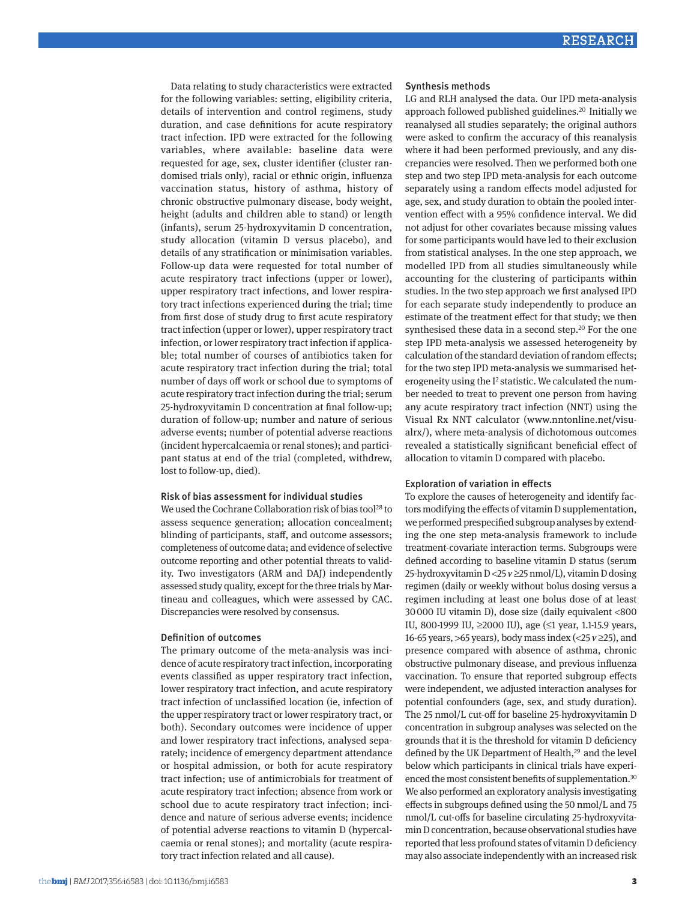Data relating to study characteristics were extracted for the following variables: setting, eligibility criteria, details of intervention and control regimens, study duration, and case definitions for acute respiratory tract infection. IPD were extracted for the following variables, where available: baseline data were requested for age, sex, cluster identifier (cluster randomised trials only), racial or ethnic origin, influenza vaccination status, history of asthma, history of chronic obstructive pulmonary disease, body weight, height (adults and children able to stand) or length (infants), serum 25-hydroxyvitamin D concentration, study allocation (vitamin D versus placebo), and details of any stratification or minimisation variables. Follow-up data were requested for total number of acute respiratory tract infections (upper or lower), upper respiratory tract infections, and lower respiratory tract infections experienced during the trial; time from first dose of study drug to first acute respiratory tract infection (upper or lower), upper respiratory tract infection, or lower respiratory tract infection if applicable; total number of courses of antibiotics taken for acute respiratory tract infection during the trial; total number of days off work or school due to symptoms of acute respiratory tract infection during the trial; serum 25-hydroxyvitamin D concentration at final follow-up; duration of follow-up; number and nature of serious adverse events; number of potential adverse reactions (incident hypercalcaemia or renal stones); and participant status at end of the trial (completed, withdrew, lost to follow-up, died).

### Risk of bias assessment for individual studies

We used the Cochrane Collaboration risk of bias tool[28] to assess sequence generation; allocation concealment; blinding of participants, staff, and outcome assessors; completeness of outcome data; and evidence of selective outcome reporting and other potential threats to validity. Two investigators (ARM and DAJ) independently assessed study quality, except for the three trials by Martineau and colleagues, which were assessed by CAC. Discrepancies were resolved by consensus.

### Definition of outcomes

The primary outcome of the meta-analysis was incidence of acute respiratory tract infection, incorporating events classified as upper respiratory tract infection, lower respiratory tract infection, and acute respiratory tract infection of unclassified location (ie, infection of the upper respiratory tract or lower respiratory tract, or both). Secondary outcomes were incidence of upper and lower respiratory tract infections, analysed separately; incidence of emergency department attendance or hospital admission, or both for acute respiratory tract infection; use of antimicrobials for treatment of acute respiratory tract infection; absence from work or school due to acute respiratory tract infection; incidence and nature of serious adverse events; incidence of potential adverse reactions to vitamin D (hypercalcaemia or renal stones); and mortality (acute respiratory tract infection related and all cause).

### Synthesis methods

LG and RLH analysed the data. Our IPD meta-analysis approach followed published guidelines.[20] Initially we reanalysed all studies separately; the original authors were asked to confirm the accuracy of this reanalysis where it had been performed previously, and any discrepancies were resolved. Then we performed both one step and two step IPD meta-analysis for each outcome separately using a random effects model adjusted for age, sex, and study duration to obtain the pooled intervention effect with a 95% confidence interval. We did not adjust for other covariates because missing values for some participants would have led to their exclusion from statistical analyses. In the one step approach, we modelled IPD from all studies simultaneously while accounting for the clustering of participants within studies. In the two step approach we first analysed IPD for each separate study independently to produce an estimate of the treatment effect for that study; we then synthesised these data in a second step.[20] For the one step IPD meta-analysis we assessed heterogeneity by calculation of the standard deviation of random effects; for the two step IPD meta-analysis we summarised heterogeneity using the $I^2$ statistic. We calculated the number needed to treat to prevent one person from having any acute respiratory tract infection (NNT) using the Visual Rx NNT calculator (www.nntonline.net/visualrx/), where meta-analysis of dichotomous outcomes revealed a statistically significant beneficial effect of allocation to vitamin D compared with placebo.

### Exploration of variation in effects

To explore the causes of heterogeneity and identify factors modifying the effects of vitamin D supplementation, we performed prespecified subgroup analyses by extending the one step meta-analysis framework to include treatment-covariate interaction terms. Subgroups were defined according to baseline vitamin D status (serum 25-hydroxyvitamin D <25 *v* ≥25 nmol/L), vitamin D dosing regimen (daily or weekly without bolus dosing versus a regimen including at least one bolus dose of at least 30 000 IU vitamin D), dose size (daily equivalent <800 IU, 800-1999 IU, ≥2000 IU), age (≤1 year, 1.1-15.9 years, 16-65 years, >65 years), body mass index (<25 *v* ≥25), and presence compared with absence of asthma, chronic obstructive pulmonary disease, and previous influenza vaccination. To ensure that reported subgroup effects were independent, we adjusted interaction analyses for potential confounders (age, sex, and study duration). The 25 nmol/L cut-off for baseline 25-hydroxyvitamin D concentration in subgroup analyses was selected on the grounds that it is the threshold for vitamin D deficiency defined by the UK Department of Health,[29] and the level below which participants in clinical trials have experienced the most consistent benefits of supplementation.[30] We also performed an exploratory analysis investigating effects in subgroups defined using the 50 nmol/L and 75 nmol/L cut-offs for baseline circulating 25-hydroxyvitamin D concentration, because observational studies have reported that less profound states of vitamin D deficiency may also associate independently with an increased risk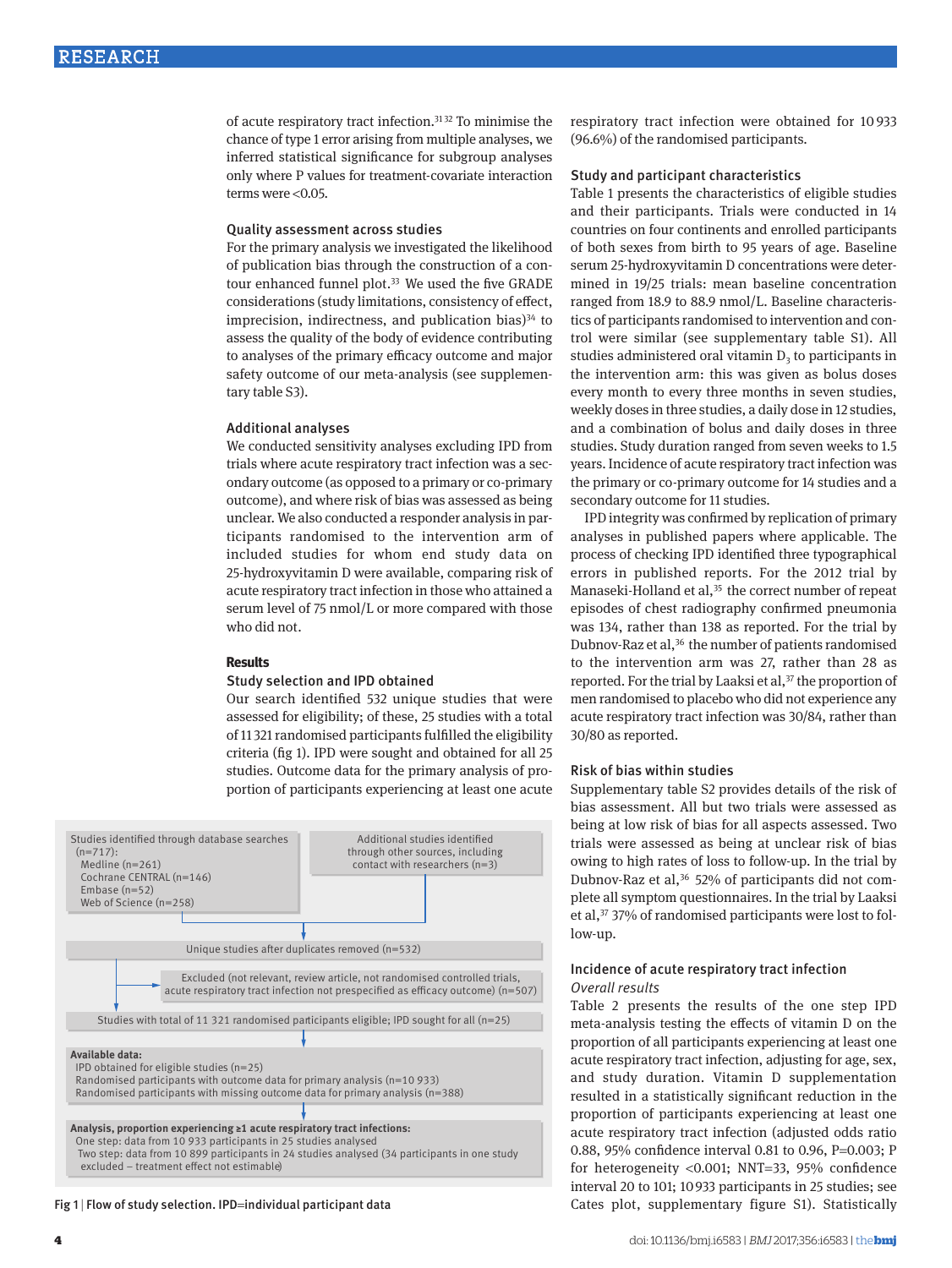of acute respiratory tract infection.[31,32] To minimise the chance of type 1 error arising from multiple analyses, we inferred statistical significance for subgroup analyses only where P values for treatment-covariate interaction terms were <0.05.

### Quality assessment across studies

For the primary analysis we investigated the likelihood of publication bias through the construction of a contour enhanced funnel plot.[33] We used the five GRADE considerations (study limitations, consistency of effect, imprecision, indirectness, and publication bias)[34] to assess the quality of the body of evidence contributing to analyses of the primary efficacy outcome and major safety outcome of our meta-analysis (see supplementary table S3).

### Additional analyses

We conducted sensitivity analyses excluding IPD from trials where acute respiratory tract infection was a secondary outcome (as opposed to a primary or co-primary outcome), and where risk of bias was assessed as being unclear. We also conducted a responder analysis in participants randomised to the intervention arm of included studies for whom end study data on 25-hydroxyvitamin D were available, comparing risk of acute respiratory tract infection in those who attained a serum level of 75 nmol/L or more compared with those who did not.

## Results

### Study selection and IPD obtained

Our search identified 532 unique studies that were assessed for eligibility; of these, 25 studies with a total of 11 321 randomised participants fulfilled the eligibility criteria (fig 1). IPD were sought and obtained for all 25 studies. Outcome data for the primary analysis of proportion of participants experiencing at least one acute respiratory tract infection were obtained for 10 933 (96.6%) of the randomised participants.

Studies identified through database searches (n=717):
- Medline (n=261)
- Cochrane CENTRAL (n=146)
- Embase (n=52)
- Web of Science (n=258)

Additional studies identified through other sources, including contact with researchers (n=3)

Unique studies after duplicates removed (n=532)

Excluded (not relevant, review article, not randomised controlled trials, acute respiratory tract infection not prespecified as efficacy outcome) (n=507)

Studies with total of 11 321 randomised participants eligible; IPD sought for all (n=25)

**Available data:**
- IPD obtained for eligible studies (n=25)
- Randomised participants with outcome data for primary analysis (n=10 933)
- Randomised participants with missing outcome data for primary analysis (n=388)

**Analysis, proportion experiencing ≥1 acute respiratory tract infections:**
- One step: data from 10 933 participants in 25 studies analysed
- Two step: data from 10 899 participants in 24 studies analysed (34 participants in one study excluded – treatment effect not estimable)

Fig 1 | Flow of study selection. IPD=individual participant data

### Study and participant characteristics

Table 1 presents the characteristics of eligible studies and their participants. Trials were conducted in 14 countries on four continents and enrolled participants of both sexes from birth to 95 years of age. Baseline serum 25-hydroxyvitamin D concentrations were determined in 19/25 trials: mean baseline concentration ranged from 18.9 to 88.9 nmol/L. Baseline characteristics of participants randomised to intervention and control were similar (see supplementary table S1). All studies administered oral vitamin $D_3$ to participants in the intervention arm: this was given as bolus doses every month to every three months in seven studies, weekly doses in three studies, a daily dose in 12 studies, and a combination of bolus and daily doses in three studies. Study duration ranged from seven weeks to 1.5 years. Incidence of acute respiratory tract infection was the primary or co-primary outcome for 14 studies and a secondary outcome for 11 studies.

IPD integrity was confirmed by replication of primary analyses in published papers where applicable. The process of checking IPD identified three typographical errors in published reports. For the 2012 trial by Manaseki-Holland et al,[35] the correct number of repeat episodes of chest radiography confirmed pneumonia was 134, rather than 138 as reported. For the trial by Dubnov-Raz et al,[36] the number of patients randomised to the intervention arm was 27, rather than 28 as reported. For the trial by Laaksi et al,[37] the proportion of men randomised to placebo who did not experience any acute respiratory tract infection was 30/84, rather than 30/80 as reported.

### Risk of bias within studies

Supplementary table S2 provides details of the risk of bias assessment. All but two trials were assessed as being at low risk of bias for all aspects assessed. Two trials were assessed as being at unclear risk of bias owing to high rates of loss to follow-up. In the trial by Dubnov-Raz et al,[36] 52% of participants did not complete all symptom questionnaires. In the trial by Laaksi et al,[37] 37% of randomised participants were lost to follow-up.

### Incidence of acute respiratory tract infection

*Overall results*

Table 2 presents the results of the one step IPD meta-analysis testing the effects of vitamin D on the proportion of all participants experiencing at least one acute respiratory tract infection, adjusting for age, sex, and study duration. Vitamin D supplementation resulted in a statistically significant reduction in the proportion of participants experiencing at least one acute respiratory tract infection (adjusted odds ratio 0.88, 95% confidence interval 0.81 to 0.96, P=0.003; P for heterogeneity <0.001; NNT=33, 95% confidence interval 20 to 101; 10 933 participants in 25 studies; see Cates plot, supplementary figure S1). Statistically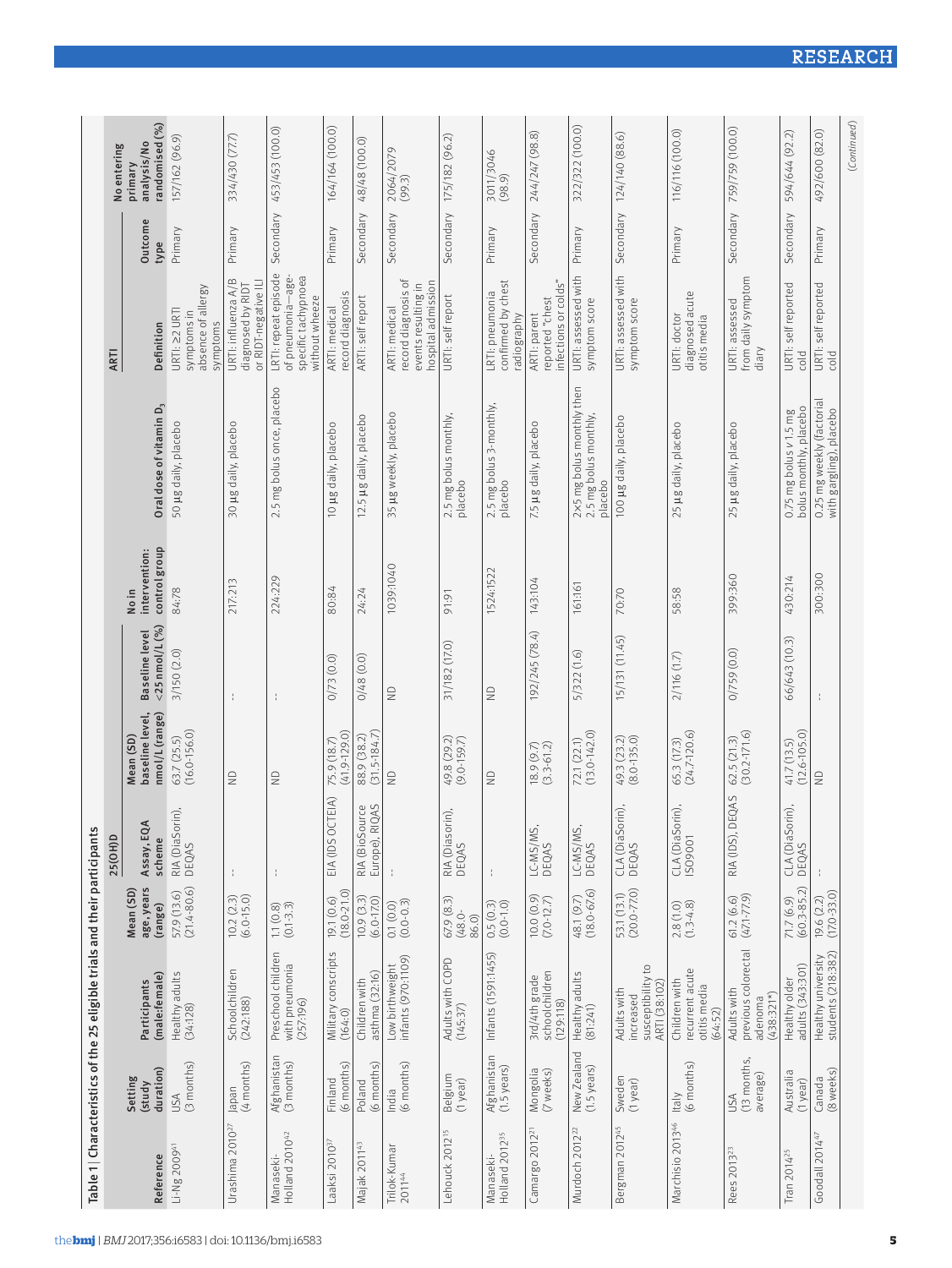Table 1 | Characteristics of the 25 eligible trials and their participants

| Reference | Setting (study duration) | Participants (male:female) | Mean (SD) age, years (range) | 25(OH)D | | | | No in intervention: control group | Oral dose of vitamin $D_3$ | ARTI | | No entering primary analysis/No randomised (%) |
|---|---|---|---|---|---|---|---|---|---|---|---|---|
| | | | | Assay, EQA scheme | Mean (SD) baseline level, nmol/L (range) | Baseline level <25 nmol/L (%) | | | | Definition | Outcome type | |
| Li-Ng 2009[41] | USA (3 months) | Healthy adults (34:128) | 57.9 (13.6) (21.4-80.6) | RIA (DiaSorin), DEQAS | 63.7 (25.5) (16.0-156.0) | 3/150 (2.0) | | 84:78 | 50 µg daily, placebo | URTI: ≥2 URTI symptoms in absence of allergy symptoms | Primary | 157/162 (96.9) |
| Urashima 2010[27] | Japan (4 months) | Schoolchildren (242:188) | 10.2 (2.3) (6.0-15.0) | - | ND | - | | 217:213 | 30 µg daily, placebo | URTI: influenza A/B diagnosed by RIDT or RIDT-negative ILI | Primary | 334/430 (77.7) |
| Manaseki-Holland 2010[42] | Afghanistan (3 months) | Preschool children with pneumonia (257:196) | 1.1 (0.8) (0.1-3.3) | - | ND | - | | 224:229 | 2.5 mg bolus once, placebo | LRTI: repeat episode of pneumonia—age-specific tachypnoea without wheeze | Secondary | 453/453 (100.0) |
| Laaksi 2010[37] | Finland (6 months) | Military conscripts (164:0) | 19.1 (0.6) (18.0-21.0) | EIA (IDS OCTEIA) | 75.9 (18.7) (41.9-129.0) | 0/73 (0.0) | | 80:84 | 10 µg daily, placebo | ARTI: medical record diagnosis | Primary | 164/164 (100.0) |
| Majak 2011[43] | Poland (6 months) | Children with asthma (32:16) | 10.9 (3.3) (6.0-17.0) | RIA (BioSource Europe), RIQAS | 88.9 (38.2) (31.5-184.7) | 0/48 (0.0) | | 24:24 | 12.5 µg daily, placebo | ARTI: self report | Secondary | 48/48 (100.0) |
| Trilok-Kumar 2011[44] | India (6 months) | Low birthweight infants (970:1109) | 0.1 (0.0) (0.0-0.3) | - | ND | ND | | 1039:1040 | 35 µg weekly, placebo | ARTI: medical record diagnosis of events resulting in hospital admission | Secondary | 2064/2079 (99.3) |
| Lehouck 2012[15] | Belgium (1 year) | Adults with COPD (145:37) | 67.9 (8.3) (48.0-86.0) | RIA (Diasorin), DEQAS | 49.8 (29.2) (9.0-159.7) | 31/182 (17.0) | | 91:91 | 2.5 mg bolus monthly, placebo | URTI: self report | Secondary | 175/182 (96.2) |
| Manaseki-Holland 2012[35] | Afghanistan (1.5 years) | Infants (1591:1455) | 0.5 (0.3) (0.0-1.0) | - | ND | ND | | 1524:1522 | 2.5 mg bolus 3-monthly, placebo | LRTI: pneumonia confirmed by chest radiography | Primary | 3011/3046 (98.9) |
| Camargo 2012[21] | Mongolia (7 weeks) | 3rd/4th grade schoolchildren (129:118) | 10.0 (0.9) (7.0-12.7) | LC-MS/MS, DEQAS | 18.9 (9.7) (3.3-61.2) | 192/245 (78.4) | | 143:104 | 7.5 µg daily, placebo | ARTI: parent reported "chest infections or colds" | Secondary | 244/247 (98.8) |
| Murdoch 2012[22] | New Zealand (1.5 years) | Healthy adults (81:241) | 48.1 (9.7) (18.0-67.6) | LC-MS/MS, DEQAS | 72.1 (22.1) (13.0-142.0) | 5/322 (1.6) | | 161:161 | 2×5 mg bolus monthly then 2.5 mg bolus monthly, placebo | URTI: assessed with symptom score | Primary | 322/322 (100.0) |
| Bergman 2012[45] | Sweden (1 year) | Adults with increased susceptibility to ARTI (38:102) | 53.1 (13.1) (20.0-77.0) | CLA (DiaSorin), DEQAS | 49.3 (23.2) (8.0-135.0) | 15/131 (11.45) | | 70:70 | 100 µg daily, placebo | URTI: assessed with symptom score | Secondary | 124/140 (88.6) |
| Marchisio 2013[46] | Italy (6 months) | Children with recurrent acute otitis media (64:52) | 2.8 (1.0) (1.3-4.8) | CLA (DiaSorin), ISO9001 | 65.3 (17.3) (24.7-120.6) | 2/116 (1.7) | | 58:58 | 25 µg daily, placebo | URTI: doctor diagnosed acute otitis media | Primary | 116/116 (100.0) |
| Rees 2013[23] | USA (13 months, average) | Adults with previous colorectal adenoma (438:321*) | 61.2 (6.6) (47.1-77.9) | RIA (IDS), DEQAS | 62.5 (21.3) (30.2-171.6) | 0/759 (0.0) | | 399:360 | 25 µg daily, placebo | URTI: assessed from daily symptom diary | Secondary | 759/759 (100.0) |
| Tran 2014[25] | Australia (1 year) | Healthy older adults (343:301) | 71.7 (6.9) (60.3-85.2) | CLA (DiaSorin), DEQAS | 41.7 (13.5) (12.6-105.0) | 66/643 (10.3) | | 430:214 | 0.75 mg bolus v 1.5 mg bolus monthly, placebo | URTI: self reported cold | Secondary | 594/644 (92.2) |
| Goodall 2014[47] | Canada (8 weeks) | Healthy university students (218:382) | 19.6 (2.2) (17.0-33.0) | - | ND | - | | 300:300 | 0.25 mg weekly (factorial with gargling), placebo | URTI: self reported cold | Primary | 492/600 (82.0) |

(Continued)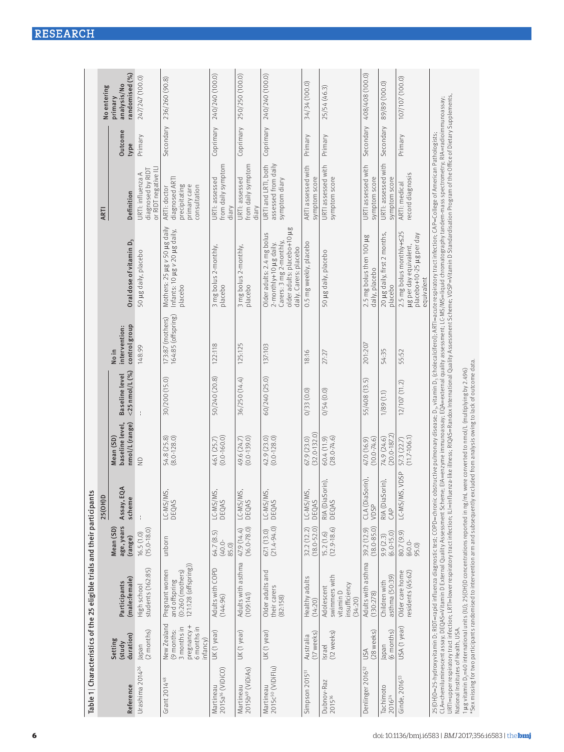Table 1 | Characteristics of the 25 eligible trials and their participants

| Reference | Setting (study duration) | Participants (male:female) | Mean (SD) age, years (range) | 25(OH)D Assay, EQA scheme | Mean (SD) baseline level, nmol/L (range) | Baseline level <25 nmol/L (%) | No in intervention: control group | Oral dose of vitamin $D_3$ | ARTI Definition | Outcome type | No entering primary analysis/No randomised (%) |
|---|---|---|---|---|---|---|---|---|---|---|---|
| Urashima 2014[26] | Japan (2 months) | High school students (162:85) | 16.5 (1.0) (15.0-18.0) | - | ND | - | 148:99 | 50 μg daily, placebo | URTI: influenza A diagnosed by RIDT or RIDT negative ILI | Primary | 247/247 (100.0) |
| Grant 2014[48] | New Zealand (9 months: 3 months in pregnancy + 6 months in infancy) | Pregnant women and offspring (0:260 (mothers) 121:128 (offspring)) | unborn | LC-MS/MS, DEQAS | 54.8 (25.8) (8.0-128.0) | 30/200 (15.0) | 173:87 (mothers) 164:85 (offspring) | Mothers: 25 μg v 50 μg daily Infants: 10 μg v 20 μg daily, placebo | ARTI: doctor diagnosed ARTI precipitating primary care consultation | Secondary | 236/260 (90.8) |
| Martineau 2015a[16] (ViDiCO) | UK (1 year) | Adults with COPD (144:96) | 64.7 (8.5) (40.0-85.0) | LC-MS/MS, DEQAS | 46.1 (25.7) (0.0-160.0) | 50/240 (20.8) | 122:118 | 3 mg bolus 2-monthly, placebo | URTI: assessed from daily symptom diary | Coprimary | 240/240 (100.0) |
| Martineau 2015b[49] (ViDiAs) | UK (1 year) | Adults with asthma (109:141) | 47.9 (14.4) (16.0-78.0) | LC-MS/MS, DEQAS | 49.6 (24.7) (0.0-139.0) | 36/250 (14.4) | 125:125 | 3 mg bolus 2-monthly, placebo | URTI: assessed from daily symptom diary | Coprimary | 250/250 (100.0) |
| Martineau 2015c[50] (ViDiFlu) | UK (1 year) | Older adults and their carers (82:158) | 67.1 (13.0) (21.4-94.0) | LC-MS/MS, DEQAS | 42.9 (23.0) (0.0-128.0) | 60/240 (25.0) | 137:103 | Older adults: 2.4 mg bolus 2-monthly+10 μg daily. Carers: 3 mg 2-monthly, older adults: placebo+10 μg daily, Carers: placebo | URTI and LRTI, both assessed from daily symptom diary | Coprimary | 240/240 (100.0) |
| Simpson 2015[51] | Australia (17 weeks) | Healthy adults (14:20) | 32.2 (12.2) (18.0-52.0) | LC-MS/MS, DEQAS | 67.9 (23.0) (32.0-132.0) | 0/33 (0.0) | 18:16 | 0.5 mg weekly, placebo | ARTI assessed with symptom score | Primary | 34/34 (100.0) |
| Dubnov-Raz 2015[36] | Israel (12 weeks) | Adolescent swimmers with vitamin D insufficiency (34:20) | 15.2 (1.6) (12.9-18.6) | RIA (DiaSorin), DEQAS | 60.4 (11.9) (28.0-74.6) | 0/54 (0.0) | 27:27 | 50 μg daily, placebo | URTI assessed with symptom score | Primary | 25/54 (46.3) |
| Denlinger 2016[52] | USA (28 weeks) | Adults with asthma (130:278) | 39.2 (12.9) (18.0-85.0) | CLA (DiaSorin), VDSP | 47.0 (16.9) (10.0-74.6) | 55/408 (13.5) | 201:207 | 2.5 mg bolus then 100 μg daily, placebo | URTI assessed with symptom score | Secondary | 408/408 (100.0) |
| Tachimoto 2016[24] | Japan (6 months) | Children with asthma (50:39) | 9.9 (2.3) (6.0-15.0) | RIA (DiaSorin), CAP | 74.9 (24.6) (20.0-187.2) | 1/89 (1.1) | 54:35 | 20 μg daily, first 2 months, placebo | URTI: assessed with symptom score | Secondary | 89/89 (100.0) |
| Ginde, 2016[53] | USA (1 year) | Older care home residents (45:62) | 80.7 (9.9) (60.0-95.0) | LC-MS/MS, VDSP | 57.3 (22.7) (11.7-106.1) | 12/107 (11.2) | 55:52 | 2.5 mg bolus monthly+≤25 μg per day equivalent, placebo+10-25 μg per day equivalent | ARTI: medical record diagnosis | Primary | 107/107 (100.0) |

25(OH)D=25-hydroxyvitamin D; RIDT=rapid influenza diagnostic test; COPD=chronic obstructive pulmonary disease; $D_3$, vitamin $D_3$ (cholecalciferol); ARTI=acute respiratory tract infection; CAP=College of American Pathologists; CLA=chemiluminescent assay; DEQAS=Vitamin D External Quality Assessment Scheme; EIA=enzyme immunoassay; EQA=external quality assessment; LC-MS/MS=liquid chromatography tandem-mass spectrometry; RIA=radioimmunoassay; URTI=upper respiratory tract infection; LRTI=lower respiratory tract infection; ILI=influenza-like illness; RIQAS=Randox International Quality Assessment Scheme; VDSP=Vitamin D Standardisation Program of the Office of Dietary Supplements, National Institutes of Health, USA.

1 μg vitamin $D_3$=40 international units (IU); 25(OH)D concentrations reported in ng/mL were converted to nmol/L (multiplying by 2.496)

*Sex missing for two participants randomised to intervention arm and subsequently excluded from analysis owing to lack of outcome data.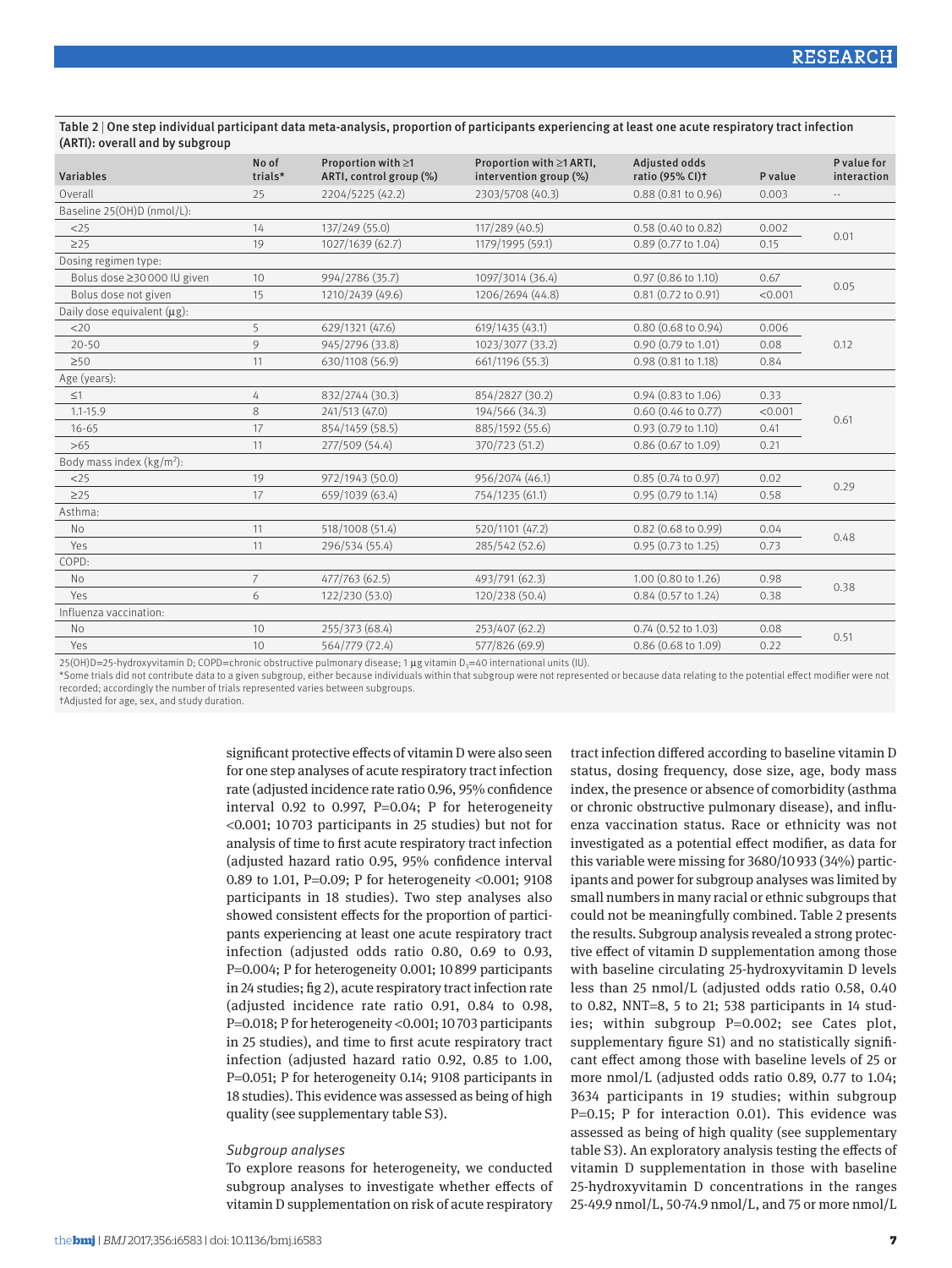Table 2 | One step individual participant data meta-analysis, proportion of participants experiencing at least one acute respiratory tract infection (ARTI): overall and by subgroup

| Variables | No of trials* | Proportion with ≥1 ARTI, control group (%) | Proportion with ≥1 ARTI, intervention group (%) | Adjusted odds ratio (95% CI)† | P value | P value for interaction |
|---|---|---|---|---|---|---|
| Overall | 25 | 2204/5225 (42.2) | 2303/5708 (40.3) | 0.88 (0.81 to 0.96) | 0.003 | -- |
| Baseline 25(OH)D (nmol/L): | | | | | | |
| <25 | 14 | 137/249 (55.0) | 117/289 (40.5) | 0.58 (0.40 to 0.82) | 0.002 | 0.01 |
| ≥25 | 19 | 1027/1639 (62.7) | 1179/1995 (59.1) | 0.89 (0.77 to 1.04) | 0.15 | |
| Dosing regimen type: | | | | | | |
| Bolus dose ≥30 000 IU given | 10 | 994/2786 (35.7) | 1097/3014 (36.4) | 0.97 (0.86 to 1.10) | 0.67 | 0.05 |
| Bolus dose not given | 15 | 1210/2439 (49.6) | 1206/2694 (44.8) | 0.81 (0.72 to 0.91) | <0.001 | |
| Daily dose equivalent (µg): | | | | | | |
| <20 | 5 | 629/1321 (47.6) | 619/1435 (43.1) | 0.80 (0.68 to 0.94) | 0.006 | 0.12 |
| 20-50 | 9 | 945/2796 (33.8) | 1023/3077 (33.2) | 0.90 (0.79 to 1.01) | 0.08 | |
| ≥50 | 11 | 630/1108 (56.9) | 661/1196 (55.3) | 0.98 (0.81 to 1.18) | 0.84 | |
| Age (years): | | | | | | |
| ≤1 | 4 | 832/2744 (30.3) | 854/2827 (30.2) | 0.94 (0.83 to 1.06) | 0.33 | 0.61 |
| 1.1-15.9 | 8 | 241/513 (47.0) | 194/566 (34.3) | 0.60 (0.46 to 0.77) | <0.001 | |
| 16-65 | 17 | 854/1459 (58.5) | 885/1592 (55.6) | 0.93 (0.79 to 1.10) | 0.41 | |
| >65 | 11 | 277/509 (54.4) | 370/723 (51.2) | 0.86 (0.67 to 1.09) | 0.21 | |
| Body mass index (kg/m²): | | | | | | |
| <25 | 19 | 972/1943 (50.0) | 956/2074 (46.1) | 0.85 (0.74 to 0.97) | 0.02 | 0.29 |
| ≥25 | 17 | 659/1039 (63.4) | 754/1235 (61.1) | 0.95 (0.79 to 1.14) | 0.58 | |
| Asthma: | | | | | | |
| No | 11 | 518/1008 (51.4) | 520/1101 (47.2) | 0.82 (0.68 to 0.99) | 0.04 | 0.48 |
| Yes | 11 | 296/534 (55.4) | 285/542 (52.6) | 0.95 (0.73 to 1.25) | 0.73 | |
| COPD: | | | | | | |
| No | 7 | 477/763 (62.5) | 493/791 (62.3) | 1.00 (0.80 to 1.26) | 0.98 | 0.38 |
| Yes | 6 | 122/230 (53.0) | 120/238 (50.4) | 0.84 (0.57 to 1.24) | 0.38 | |
| Influenza vaccination: | | | | | | |
| No | 10 | 255/373 (68.4) | 253/407 (62.2) | 0.74 (0.52 to 1.03) | 0.08 | 0.51 |
| Yes | 10 | 564/779 (72.4) | 577/826 (69.9) | 0.86 (0.68 to 1.09) | 0.22 | |

25(OH)D=25-hydroxyvitamin D; COPD=chronic obstructive pulmonary disease; 1 µg vitamin $D_3$=40 international units (IU).
*Some trials did not contribute data to a given subgroup, either because individuals within that subgroup were not represented or because data relating to the potential effect modifier were not recorded; accordingly the number of trials represented varies between subgroups.
†Adjusted for age, sex, and study duration.

significant protective effects of vitamin D were also seen for one step analyses of acute respiratory tract infection rate (adjusted incidence rate ratio 0.96, 95% confidence interval 0.92 to 0.997, P=0.04; P for heterogeneity <0.001; 10 703 participants in 25 studies) but not for analysis of time to first acute respiratory tract infection (adjusted hazard ratio 0.95, 95% confidence interval 0.89 to 1.01, P=0.09; P for heterogeneity <0.001; 9108 participants in 18 studies). Two step analyses also showed consistent effects for the proportion of participants experiencing at least one acute respiratory tract infection (adjusted odds ratio 0.80, 0.69 to 0.93, P=0.004; P for heterogeneity 0.001; 10 899 participants in 24 studies; fig 2), acute respiratory tract infection rate (adjusted incidence rate ratio 0.91, 0.84 to 0.98, P=0.018; P for heterogeneity <0.001; 10 703 participants in 25 studies), and time to first acute respiratory tract infection (adjusted hazard ratio 0.92, 0.85 to 1.00, P=0.051; P for heterogeneity 0.14; 9108 participants in 18 studies). This evidence was assessed as being of high quality (see supplementary table S3).

### *Subgroup analyses*

To explore reasons for heterogeneity, we conducted subgroup analyses to investigate whether effects of vitamin D supplementation on risk of acute respiratory tract infection differed according to baseline vitamin D status, dosing frequency, dose size, age, body mass index, the presence or absence of comorbidity (asthma or chronic obstructive pulmonary disease), and influenza vaccination status. Race or ethnicity was not investigated as a potential effect modifier, as data for this variable were missing for 3680/10 933 (34%) participants and power for subgroup analyses was limited by small numbers in many racial or ethnic subgroups that could not be meaningfully combined. Table 2 presents the results. Subgroup analysis revealed a strong protective effect of vitamin D supplementation among those with baseline circulating 25-hydroxyvitamin D levels less than 25 nmol/L (adjusted odds ratio 0.58, 0.40 to 0.82, NNT=8, 5 to 21; 538 participants in 14 studies; within subgroup P=0.002; see Cates plot, supplementary figure S1) and no statistically significant effect among those with baseline levels of 25 or more nmol/L (adjusted odds ratio 0.89, 0.77 to 1.04; 3634 participants in 19 studies; within subgroup P=0.15; P for interaction 0.01). This evidence was assessed as being of high quality (see supplementary table S3). An exploratory analysis testing the effects of vitamin D supplementation in those with baseline 25-hydroxyvitamin D concentrations in the ranges 25-49.9 nmol/L, 50-74.9 nmol/L, and 75 or more nmol/L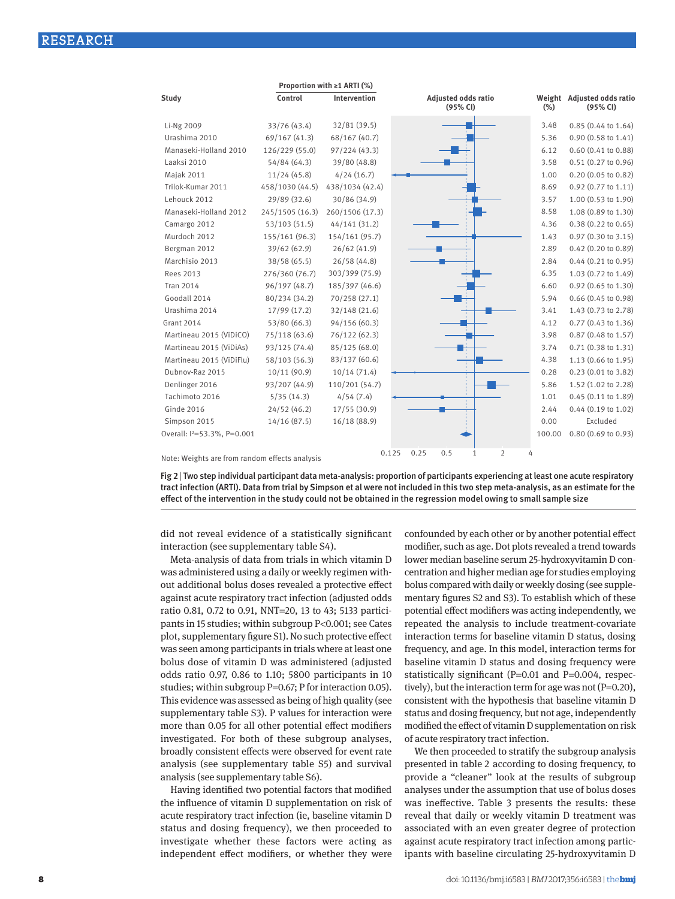| Study | Proportion with ≥1 ARTI (%) Control | Intervention | Weight (%) | Adjusted odds ratio (95% CI) |
|---|---|---|---|---|
| Li-Ng 2009 | 33/76 (43.4) | 32/81 (39.5) | 3.48 | 0.85 (0.44 to 1.64) |
| Urashima 2010 | 69/167 (41.3) | 68/167 (40.7) | 5.36 | 0.90 (0.58 to 1.41) |
| Manaseki-Holland 2010 | 126/229 (55.0) | 97/224 (43.3) | 6.12 | 0.60 (0.41 to 0.88) |
| Laaksi 2010 | 54/84 (64.3) | 39/80 (48.8) | 3.58 | 0.51 (0.27 to 0.96) |
| Majak 2011 | 11/24 (45.8) | 4/24 (16.7) | 1.00 | 0.20 (0.05 to 0.82) |
| Trilok-Kumar 2011 | 458/1030 (44.5) | 438/1034 (42.4) | 8.69 | 0.92 (0.77 to 1.11) |
| Lehouck 2012 | 29/89 (32.6) | 30/86 (34.9) | 3.57 | 1.00 (0.53 to 1.90) |
| Manaseki-Holland 2012 | 245/1505 (16.3) | 260/1506 (17.3) | 8.58 | 1.08 (0.89 to 1.30) |
| Camargo 2012 | 53/103 (51.5) | 44/141 (31.2) | 4.36 | 0.38 (0.22 to 0.65) |
| Murdoch 2012 | 155/161 (96.3) | 154/161 (95.7) | 1.43 | 0.97 (0.30 to 3.15) |
| Bergman 2012 | 39/62 (62.9) | 26/62 (41.9) | 2.89 | 0.42 (0.20 to 0.89) |
| Marchisio 2013 | 38/58 (65.5) | 26/58 (44.8) | 2.84 | 0.44 (0.21 to 0.95) |
| Rees 2013 | 276/360 (76.7) | 303/399 (75.9) | 6.35 | 1.03 (0.72 to 1.49) |
| Tran 2014 | 96/197 (48.7) | 185/397 (46.6) | 6.60 | 0.92 (0.65 to 1.30) |
| Goodall 2014 | 80/234 (34.2) | 70/258 (27.1) | 5.94 | 0.66 (0.45 to 0.98) |
| Urashima 2014 | 17/99 (17.2) | 32/148 (21.6) | 3.41 | 1.43 (0.73 to 2.78) |
| Grant 2014 | 53/80 (66.3) | 94/156 (60.3) | 4.12 | 0.77 (0.43 to 1.36) |
| Martineau 2015 (ViDiCO) | 75/118 (63.6) | 76/122 (62.3) | 3.98 | 0.87 (0.48 to 1.57) |
| Martineau 2015 (ViDiAs) | 93/125 (74.4) | 85/125 (68.0) | 3.74 | 0.71 (0.38 to 1.31) |
| Martineau 2015 (ViDiFlu) | 58/103 (56.3) | 83/137 (60.6) | 4.38 | 1.13 (0.66 to 1.95) |
| Dubnov-Raz 2015 | 10/11 (90.9) | 10/14 (71.4) | 0.28 | 0.23 (0.01 to 3.82) |
| Denlinger 2016 | 93/207 (44.9) | 110/201 (54.7) | 5.86 | 1.52 (1.02 to 2.28) |
| Tachimoto 2016 | 5/35 (14.3) | 4/54 (7.4) | 1.01 | 0.45 (0.11 to 1.89) |
| Ginde 2016 | 24/52 (46.2) | 17/55 (30.9) | 2.44 | 0.44 (0.19 to 1.02) |
| Simpson 2015 | 14/16 (87.5) | 16/18 (88.9) | 0.00 | Excluded |
| Overall: $I^2$=53.3%, P=0.001 | | | 100.00 | 0.80 (0.69 to 0.93) |

Note: Weights are from random effects analysis

**Fig 2** | Two step individual participant data meta-analysis: proportion of participants experiencing at least one acute respiratory tract infection (ARTI). Data from trial by Simpson et al were not included in this two step meta-analysis, as an estimate for the effect of the intervention in the study could not be obtained in the regression model owing to small sample size

did not reveal evidence of a statistically significant interaction (see supplementary table S4).

Meta-analysis of data from trials in which vitamin D was administered using a daily or weekly regimen without additional bolus doses revealed a protective effect against acute respiratory tract infection (adjusted odds ratio 0.81, 0.72 to 0.91, NNT=20, 13 to 43; 5133 participants in 15 studies; within subgroup P<0.001; see Cates plot, supplementary figure S1). No such protective effect was seen among participants in trials where at least one bolus dose of vitamin D was administered (adjusted odds ratio 0.97, 0.86 to 1.10; 5800 participants in 10 studies; within subgroup P=0.67; P for interaction 0.05). This evidence was assessed as being of high quality (see supplementary table S3). P values for interaction were more than 0.05 for all other potential effect modifiers investigated. For both of these subgroup analyses, broadly consistent effects were observed for event rate analysis (see supplementary table S5) and survival analysis (see supplementary table S6).

Having identified two potential factors that modified the influence of vitamin D supplementation on risk of acute respiratory tract infection (ie, baseline vitamin D status and dosing frequency), we then proceeded to investigate whether these factors were acting as independent effect modifiers, or whether they were confounded by each other or by another potential effect modifier, such as age. Dot plots revealed a trend towards lower median baseline serum 25-hydroxyvitamin D concentration and higher median age for studies employing bolus compared with daily or weekly dosing (see supplementary figures S2 and S3). To establish which of these potential effect modifiers was acting independently, we repeated the analysis to include treatment-covariate interaction terms for baseline vitamin D status, dosing frequency, and age. In this model, interaction terms for baseline vitamin D status and dosing frequency were statistically significant (P=0.01 and P=0.004, respectively), but the interaction term for age was not (P=0.20), consistent with the hypothesis that baseline vitamin D status and dosing frequency, but not age, independently modified the effect of vitamin D supplementation on risk of acute respiratory tract infection.

We then proceeded to stratify the subgroup analysis presented in table 2 according to dosing frequency, to provide a "cleaner" look at the results of subgroup analyses under the assumption that use of bolus doses was ineffective. Table 3 presents the results: these reveal that daily or weekly vitamin D treatment was associated with an even greater degree of protection against acute respiratory tract infection among participants with baseline circulating 25-hydroxyvitamin D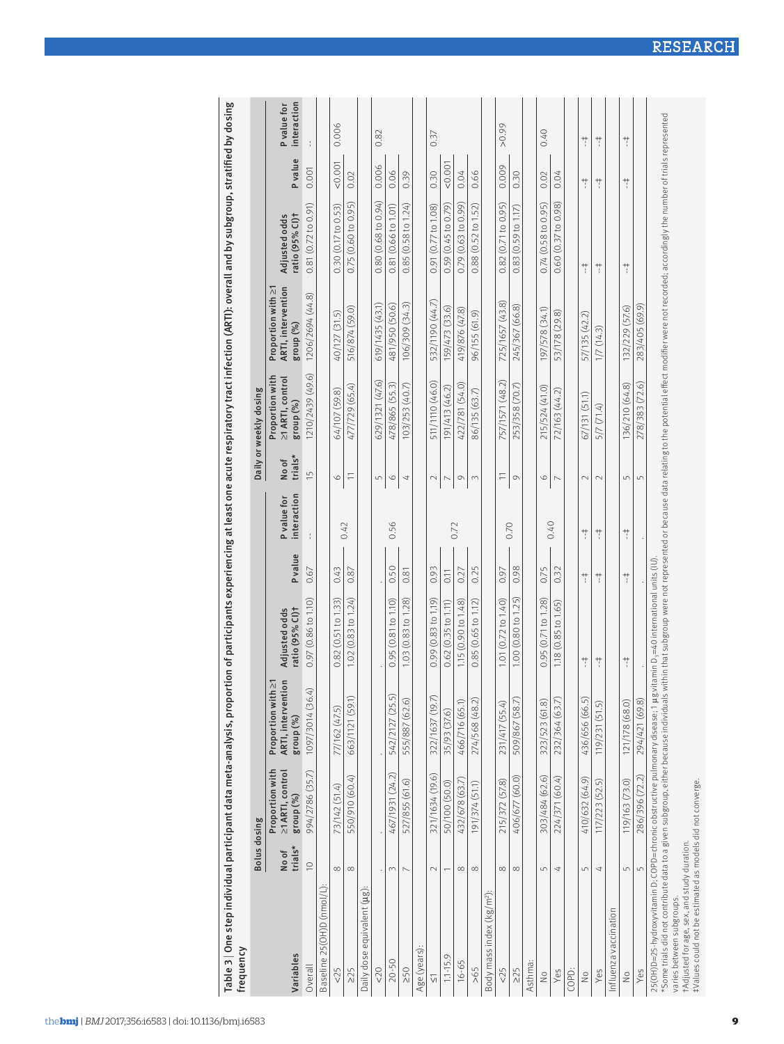**Table 3 | One step individual participant data meta-analysis, proportion of participants experiencing at least one acute respiratory tract infection (ARTI): overall and by subgroup, stratified by dosing frequency**

| Variables | Bolus dosing | | | | | | Daily or weekly dosing | | | | | |
|---|---|---|---|---|---|---|---|---|---|---|---|---|
| | No of trials* | Proportion with ≥1 ARTI, control group (%) | Proportion with ≥1 ARTI, intervention group (%) | Adjusted odds ratio (95% CI)† | P value | P value for interaction | No of trials* | Proportion with ≥1 ARTI, control group (%) | Proportion with ≥1 ARTI, intervention group (%) | Adjusted odds ratio (95% CI)† | P value | P value for interaction |
| Overall | 10 | 994/2786 (35.7) | 1097/3014 (36.4) | 0.97 (0.86 to 1.10) | 0.67 | -- | 15 | 1210/2439 (49.6) | 1206/2694 (44.8) | 0.81 (0.72 to 0.91) | 0.001 | -- |
| Baseline 25(OH)D (nmol/L): | | | | | | | | | | | | |
| <25 | 8 | 73/142 (51.4) | 77/162 (47.5) | 0.82 (0.51 to 1.33) | 0.43 | 0.42 | 6 | 64/107 (59.8) | 40/127 (31.5) | 0.30 (0.17 to 0.53) | <0.001 | 0.006 |
| ≥25 | 8 | 550/910 (60.4) | 663/1121 (59.1) | 1.02 (0.83 to 1.24) | 0.87 | | 11 | 477/729 (65.4) | 516/874 (59.0) | 0.75 (0.60 to 0.95) | 0.02 | |
| Daily dose equivalent (µg): | | | | | | | | | | | | |
| <20 | . | . | . | . | . | 0.56 | 5 | 629/1321 (47.6) | 619/1435 (43.1) | 0.80 (0.68 to 0.94) | 0.006 | 0.82 |
| 20-50 | 3 | 467/1931 (24.2) | 542/2127 (25.5) | 0.95 (0.81 to 1.10) | 0.50 | | 6 | 478/865 (55.3) | 481/950 (50.6) | 0.81 (0.66 to 1.01) | 0.06 | |
| ≥50 | 7 | 527/855 (61.6) | 555/887 (62.6) | 1.03 (0.83 to 1.28) | 0.81 | | 4 | 103/253 (40.7) | 106/309 (34.3) | 0.85 (0.58 to 1.24) | 0.39 | |
| Age (years): | | | | | | | | | | | | |
| ≤1 | 2 | 321/1634 (19.6) | 322/1637 (19.7) | 0.99 (0.83 to 1.19) | 0.93 | 0.72 | 2 | 511/1110 (46.0) | 532/1190 (44.7) | 0.91 (0.77 to 1.08) | 0.30 | 0.37 |
| 1.1-15.9 | 1 | 50/100 (50.0) | 35/93 (37.6) | 0.62 (0.35 to 1.11) | 0.11 | | 7 | 191/413 (46.2) | 159/473 (33.6) | 0.59 (0.45 to 0.79) | <0.001 | |
| 16-65 | 8 | 432/678 (63.7) | 466/716 (65.1) | 1.15 (0.90 to 1.48) | 0.27 | | 9 | 422/781 (54.0) | 419/876 (47.8) | 0.79 (0.63 to 0.99) | 0.04 | |
| >65 | 8 | 191/374 (51.1) | 274/568 (48.2) | 0.85 (0.65 to 1.12) | 0.25 | | 3 | 86/135 (63.7) | 96/155 (61.9) | 0.88 (0.52 to 1.52) | 0.66 | |
| Body mass index (kg/m²): | | | | | | | | | | | | |
| <25 | 8 | 215/372 (57.8) | 231/417 (55.4) | 1.01 (0.72 to 1.40) | 0.97 | 0.70 | 11 | 757/1571 (48.2) | 725/1657 (43.8) | 0.82 (0.71 to 0.95) | 0.009 | >0.99 |
| ≥25 | 8 | 406/677 (60.0) | 509/867 (58.7) | 1.00 (0.80 to 1.25) | 0.98 | | 9 | 253/358 (70.7) | 245/367 (66.8) | 0.83 (0.59 to 1.17) | 0.30 | |
| Asthma: | | | | | | | | | | | | |
| No | 5 | 303/484 (62.6) | 323/523 (61.8) | 0.95 (0.71 to 1.28) | 0.75 | 0.40 | 6 | 215/524 (41.0) | 197/578 (34.1) | 0.74 (0.58 to 0.95) | 0.02 | 0.40 |
| Yes | 4 | 224/371 (60.4) | 232/364 (63.7) | 1.18 (0.85 to 1.65) | 0.32 | | 7 | 72/163 (44.2) | 53/178 (29.8) | 0.60 (0.37 to 0.98) | 0.04 | |
| COPD: | | | | | | | | | | | | |
| No | 5 | 410/632 (64.9) | 436/656 (66.5) | --‡ | --‡ | --‡ | 2 | 67/131 (51.1) | 57/135 (42.2) | --‡ | --‡ | --‡ |
| Yes | 4 | 117/223 (52.5) | 119/231 (51.5) | --‡ | --‡ | --‡ | 2 | 5/7 (71.4) | 1/7 (14.3) | --‡ | --‡ | --‡ |
| Influenza vaccination | | | | | | | | | | | | |
| No | 5 | 119/163 (73.0) | 121/178 (68.0) | --‡ | --‡ | --‡ | 5 | 136/210 (64.8) | 132/229 (57.6) | --‡ | --‡ | --‡ |
| Yes | 5 | 286/396 (72.2) | 294/421 (69.8) | . | . | . | 5 | 278/383 (72.6) | 283/405 (69.9) | . | . | . |

25(OH)D=25-hydroxyvitamin D; COPD=chronic obstructive pulmonary disease; 1 µg vitamin $D_3$=40 international units (IU).

*Some trials did not contribute data to a given subgroup, either because individuals within that subgroup were not represented or because data relating to the potential effect modifier were not recorded; accordingly the number of trials represented varies between subgroups.

†Adjusted for age, sex, and study duration.

‡Values could not be estimated as models did not converge.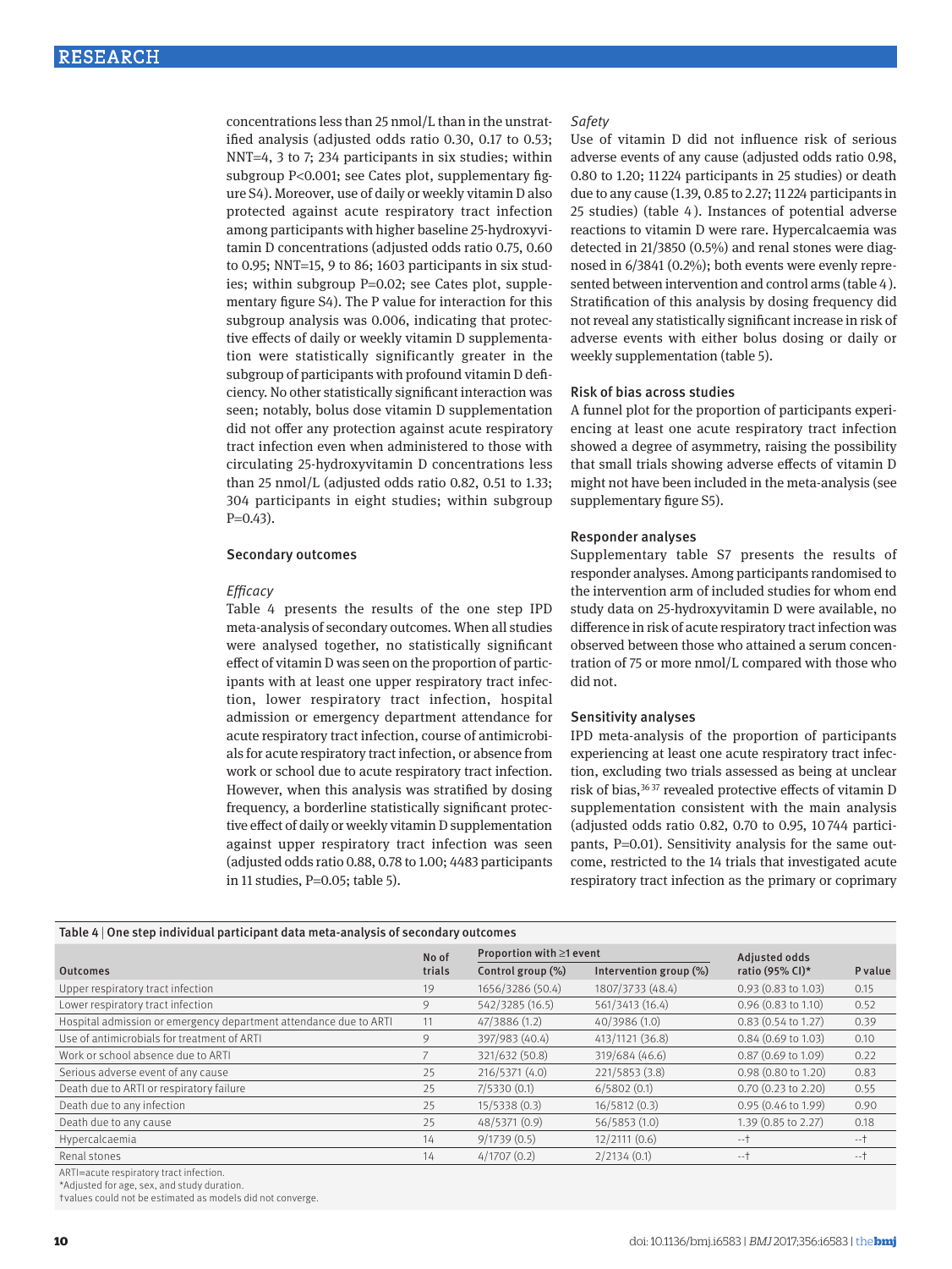concentrations less than 25 nmol/L than in the unstratified analysis (adjusted odds ratio 0.30, 0.17 to 0.53; NNT=4, 3 to 7; 234 participants in six studies; within subgroup P<0.001; see Cates plot, supplementary figure S4). Moreover, use of daily or weekly vitamin D also protected against acute respiratory tract infection among participants with higher baseline 25-hydroxyvitamin D concentrations (adjusted odds ratio 0.75, 0.60 to 0.95; NNT=15, 9 to 86; 1603 participants in six studies; within subgroup P=0.02; see Cates plot, supplementary figure S4). The P value for interaction for this subgroup analysis was 0.006, indicating that protective effects of daily or weekly vitamin D supplementation were statistically significantly greater in the subgroup of participants with profound vitamin D deficiency. No other statistically significant interaction was seen; notably, bolus dose vitamin D supplementation did not offer any protection against acute respiratory tract infection even when administered to those with circulating 25-hydroxyvitamin D concentrations less than 25 nmol/L (adjusted odds ratio 0.82, 0.51 to 1.33; 304 participants in eight studies; within subgroup P=0.43).

## Secondary outcomes

### *Efficacy*

Table 4 presents the results of the one step IPD meta-analysis of secondary outcomes. When all studies were analysed together, no statistically significant effect of vitamin D was seen on the proportion of participants with at least one upper respiratory tract infection, lower respiratory tract infection, hospital admission or emergency department attendance for acute respiratory tract infection, course of antimicrobials for acute respiratory tract infection, or absence from work or school due to acute respiratory tract infection. However, when this analysis was stratified by dosing frequency, a borderline statistically significant protective effect of daily or weekly vitamin D supplementation against upper respiratory tract infection was seen (adjusted odds ratio 0.88, 0.78 to 1.00; 4483 participants in 11 studies, P=0.05; table 5).

### *Safety*

Use of vitamin D did not influence risk of serious adverse events of any cause (adjusted odds ratio 0.98, 0.80 to 1.20; 11 224 participants in 25 studies) or death due to any cause (1.39, 0.85 to 2.27; 11 224 participants in 25 studies) (table 4). Instances of potential adverse reactions to vitamin D were rare. Hypercalcaemia was detected in 21/3850 (0.5%) and renal stones were diagnosed in 6/3841 (0.2%); both events were evenly represented between intervention and control arms (table 4). Stratification of this analysis by dosing frequency did not reveal any statistically significant increase in risk of adverse events with either bolus dosing or daily or weekly supplementation (table 5).

## Risk of bias across studies

A funnel plot for the proportion of participants experiencing at least one acute respiratory tract infection showed a degree of asymmetry, raising the possibility that small trials showing adverse effects of vitamin D might not have been included in the meta-analysis (see supplementary figure S5).

## Responder analyses

Supplementary table S7 presents the results of responder analyses. Among participants randomised to the intervention arm of included studies for whom end study data on 25-hydroxyvitamin D were available, no difference in risk of acute respiratory tract infection was observed between those who attained a serum concentration of 75 or more nmol/L compared with those who did not.

## Sensitivity analyses

IPD meta-analysis of the proportion of participants experiencing at least one acute respiratory tract infection, excluding two trials assessed as being at unclear risk of bias,[36 37] revealed protective effects of vitamin D supplementation consistent with the main analysis (adjusted odds ratio 0.82, 0.70 to 0.95, 10 744 participants, P=0.01). Sensitivity analysis for the same outcome, restricted to the 14 trials that investigated acute respiratory tract infection as the primary or coprimary

**Table 4 | One step individual participant data meta-analysis of secondary outcomes**

| Outcomes | No of trials | Proportion with ≥1 event | | Adjusted odds ratio (95% CI)* | P value |
|---|---|---|---|---|---|
| | | Control group (%) | Intervention group (%) | | |
| Upper respiratory tract infection | 19 | 1656/3286 (50.4) | 1807/3733 (48.4) | 0.93 (0.83 to 1.03) | 0.15 |
| Lower respiratory tract infection | 9 | 542/3285 (16.5) | 561/3413 (16.4) | 0.96 (0.83 to 1.10) | 0.52 |
| Hospital admission or emergency department attendance due to ARTI | 11 | 47/3886 (1.2) | 40/3986 (1.0) | 0.83 (0.54 to 1.27) | 0.39 |
| Use of antimicrobials for treatment of ARTI | 9 | 397/983 (40.4) | 413/1121 (36.8) | 0.84 (0.69 to 1.03) | 0.10 |
| Work or school absence due to ARTI | 7 | 321/632 (50.8) | 319/684 (46.6) | 0.87 (0.69 to 1.09) | 0.22 |
| Serious adverse event of any cause | 25 | 216/5371 (4.0) | 221/5853 (3.8) | 0.98 (0.80 to 1.20) | 0.83 |
| Death due to ARTI or respiratory failure | 25 | 7/5330 (0.1) | 6/5802 (0.1) | 0.70 (0.23 to 2.20) | 0.55 |
| Death due to any infection | 25 | 15/5338 (0.3) | 16/5812 (0.3) | 0.95 (0.46 to 1.99) | 0.90 |
| Death due to any cause | 25 | 48/5371 (0.9) | 56/5853 (1.0) | 1.39 (0.85 to 2.27) | 0.18 |
| Hypercalcaemia | 14 | 9/1739 (0.5) | 12/2111 (0.6) | --† | --† |
| Renal stones | 14 | 4/1707 (0.2) | 2/2134 (0.1) | --† | --† |

ARTI=acute respiratory tract infection.
*Adjusted for age, sex, and study duration.
†values could not be estimated as models did not converge.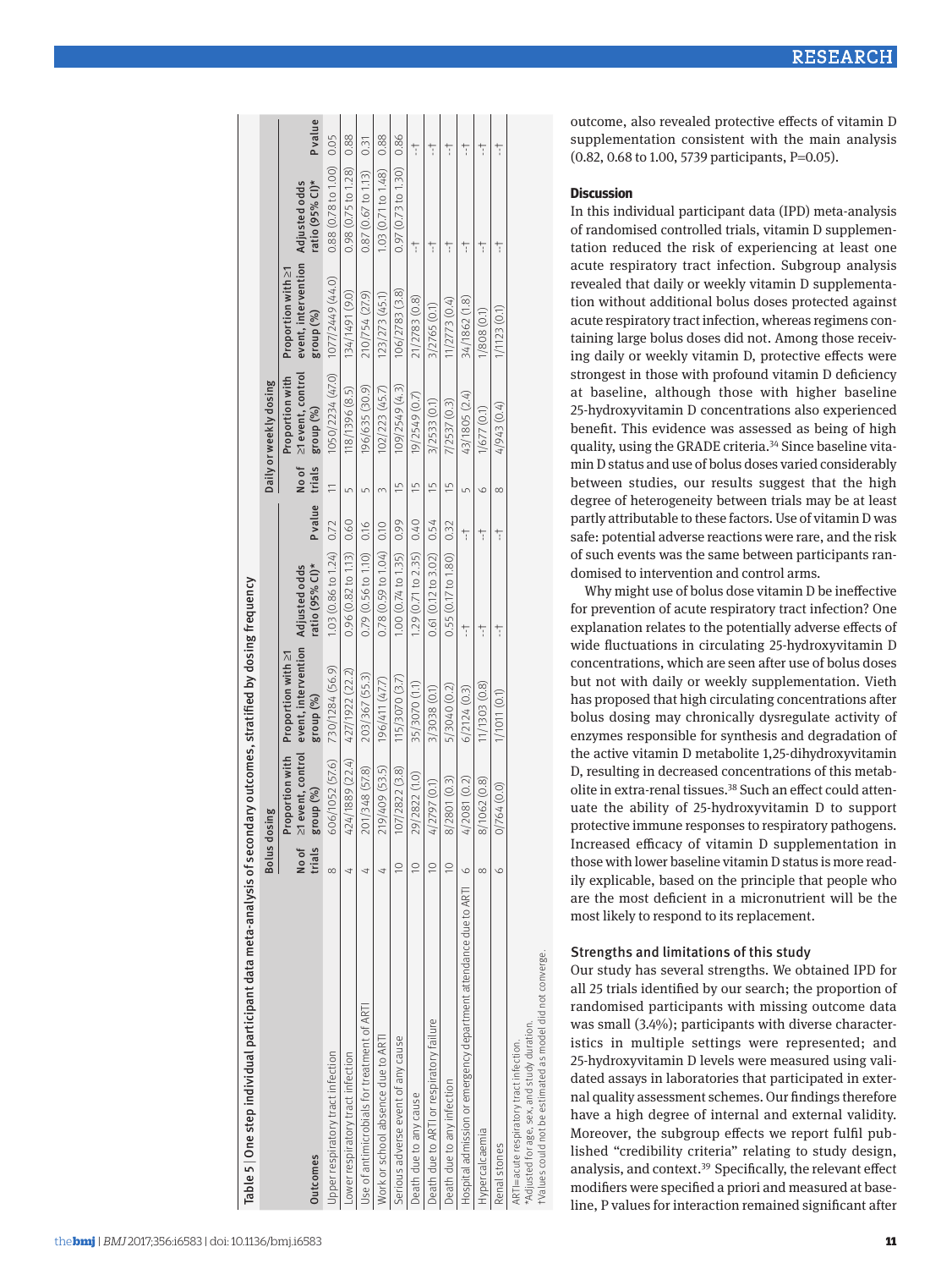Table 5 | One step individual participant data meta-analysis of secondary outcomes, stratified by dosing frequency

| Outcomes | Bolus dosing | | | | | Daily or weekly dosing | | | | |
|---|---|---|---|---|---|---|---|---|---|---|
| | No of trials | Proportion with ≥1 event, control group (%) | Proportion with ≥1 event, intervention group (%) | Adjusted odds ratio (95% CI)* | P value | No of trials | Proportion with ≥1 event, control group (%) | Proportion with ≥1 event, intervention group (%) | Adjusted odds ratio (95% CI)* | P value |
| Upper respiratory tract infection | 8 | 606/1052 (57.6) | 730/1284 (56.9) | 1.03 (0.86 to 1.24) | 0.72 | 11 | 1050/2234 (47.0) | 1077/2449 (44.0) | 0.88 (0.78 to 1.00) | 0.05 |
| Lower respiratory tract infection | 4 | 424/1889 (22.4) | 427/1922 (22.2) | 0.96 (0.82 to 1.13) | 0.60 | 5 | 118/1396 (8.5) | 134/1491 (9.0) | 0.98 (0.75 to 1.28) | 0.88 |
| Use of antimicrobials for treatment of ARTI | 4 | 201/348 (57.8) | 203/367 (55.3) | 0.79 (0.56 to 1.10) | 0.16 | 5 | 196/635 (30.9) | 210/754 (27.9) | 0.87 (0.67 to 1.13) | 0.31 |
| Work or school absence due to ARTI | 4 | 219/409 (53.5) | 196/411 (47.7) | 0.78 (0.59 to 1.04) | 0.10 | 3 | 102/223 (45.7) | 123/273 (45.1) | 1.03 (0.71 to 1.48) | 0.88 |
| Serious adverse event of any cause | 10 | 107/2822 (3.8) | 115/3070 (3.7) | 1.00 (0.74 to 1.35) | 0.99 | 15 | 109/2549 (4.3) | 106/2783 (3.8) | 0.97 (0.73 to 1.30) | 0.86 |
| Death due to any cause | 10 | 29/2822 (1.0) | 35/3070 (1.1) | 1.29 (0.71 to 2.35) | 0.40 | 15 | 19/2549 (0.7) | 21/2783 (0.8) | -† | -† |
| Death due to ARTI or respiratory failure | 10 | 4/2797 (0.1) | 3/3038 (0.1) | 0.61 (0.12 to 3.02) | 0.54 | 15 | 3/2533 (0.1) | 3/2765 (0.1) | -† | -† |
| Death due to any infection | 10 | 8/2801 (0.3) | 5/3040 (0.2) | 0.55 (0.17 to 1.80) | 0.32 | 15 | 7/2537 (0.3) | 11/2773 (0.4) | -† | -† |
| Hospital admission or emergency department attendance due to ARTI | 6 | 4/2081 (0.2) | 6/2124 (0.3) | -† | -† | 5 | 43/1805 (2.4) | 34/1862 (1.8) | -† | -† |
| Hypercalcaemia | 8 | 8/1062 (0.8) | 11/1303 (0.8) | -† | -† | 6 | 1/677 (0.1) | 1/808 (0.1) | -† | -† |
| Renal stones | 6 | 0/764 (0.0) | 1/1011 (0.1) | -† | -† | 8 | 4/943 (0.4) | 1/1123 (0.1) | -† | -† |

ARTI=acute respiratory tract infection.
*Adjusted for age, sex, and study duration.
†Values could not be estimated as model did not converge.

outcome, also revealed protective effects of vitamin D supplementation consistent with the main analysis (0.82, 0.68 to 1.00, 5739 participants, P=0.05).

## Discussion

In this individual participant data (IPD) meta-analysis of randomised controlled trials, vitamin D supplementation reduced the risk of experiencing at least one acute respiratory tract infection. Subgroup analysis revealed that daily or weekly vitamin D supplementation without additional bolus doses protected against acute respiratory tract infection, whereas regimens containing large bolus doses did not. Among those receiving daily or weekly vitamin D, protective effects were strongest in those with profound vitamin D deficiency at baseline, although those with higher baseline 25-hydroxyvitamin D concentrations also experienced benefit. This evidence was assessed as being of high quality, using the GRADE criteria.[34] Since baseline vitamin D status and use of bolus doses varied considerably between studies, our results suggest that the high degree of heterogeneity between trials may be at least partly attributable to these factors. Use of vitamin D was safe: potential adverse reactions were rare, and the risk of such events was the same between participants randomised to intervention and control arms.

Why might use of bolus dose vitamin D be ineffective for prevention of acute respiratory tract infection? One explanation relates to the potentially adverse effects of wide fluctuations in circulating 25-hydroxyvitamin D concentrations, which are seen after use of bolus doses but not with daily or weekly supplementation. Vieth has proposed that high circulating concentrations after bolus dosing may chronically dysregulate activity of enzymes responsible for synthesis and degradation of the active vitamin D metabolite 1,25-dihydroxyvitamin D, resulting in decreased concentrations of this metabolite in extra-renal tissues.[38] Such an effect could attenuate the ability of 25-hydroxyvitamin D to support protective immune responses to respiratory pathogens. Increased efficacy of vitamin D supplementation in those with lower baseline vitamin D status is more readily explicable, based on the principle that people who are the most deficient in a micronutrient will be the most likely to respond to its replacement.

### Strengths and limitations of this study

Our study has several strengths. We obtained IPD for all 25 trials identified by our search; the proportion of randomised participants with missing outcome data was small (3.4%); participants with diverse characteristics in multiple settings were represented; and 25-hydroxyvitamin D levels were measured using validated assays in laboratories that participated in external quality assessment schemes. Our findings therefore have a high degree of internal and external validity. Moreover, the subgroup effects we report fulfil published "credibility criteria" relating to study design, analysis, and context.[39] Specifically, the relevant effect modifiers were specified a priori and measured at baseline, P values for interaction remained significant after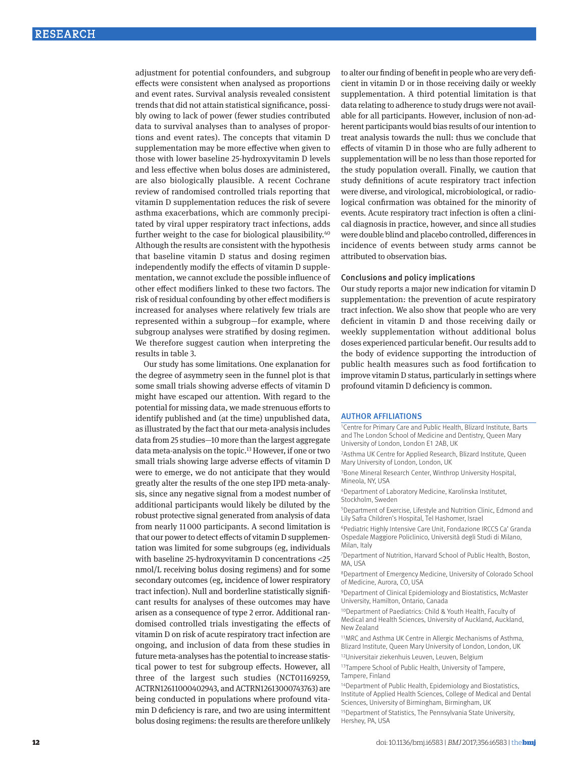adjustment for potential confounders, and subgroup effects were consistent when analysed as proportions and event rates. Survival analysis revealed consistent trends that did not attain statistical significance, possibly owing to lack of power (fewer studies contributed data to survival analyses than to analyses of proportions and event rates). The concepts that vitamin D supplementation may be more effective when given to those with lower baseline 25-hydroxyvitamin D levels and less effective when bolus doses are administered, are also biologically plausible. A recent Cochrane review of randomised controlled trials reporting that vitamin D supplementation reduces the risk of severe asthma exacerbations, which are commonly precipitated by viral upper respiratory tract infections, adds further weight to the case for biological plausibility.[40] Although the results are consistent with the hypothesis that baseline vitamin D status and dosing regimen independently modify the effects of vitamin D supplementation, we cannot exclude the possible influence of other effect modifiers linked to these two factors. The risk of residual confounding by other effect modifiers is increased for analyses where relatively few trials are represented within a subgroup—for example, where subgroup analyses were stratified by dosing regimen. We therefore suggest caution when interpreting the results in table 3.

Our study has some limitations. One explanation for the degree of asymmetry seen in the funnel plot is that some small trials showing adverse effects of vitamin D might have escaped our attention. With regard to the potential for missing data, we made strenuous efforts to identify published and (at the time) unpublished data, as illustrated by the fact that our meta-analysis includes data from 25 studies—10 more than the largest aggregate data meta-analysis on the topic.[13] However, if one or two small trials showing large adverse effects of vitamin D were to emerge, we do not anticipate that they would greatly alter the results of the one step IPD meta-analysis, since any negative signal from a modest number of additional participants would likely be diluted by the robust protective signal generated from analysis of data from nearly 11 000 participants. A second limitation is that our power to detect effects of vitamin D supplementation was limited for some subgroups (eg, individuals with baseline 25-hydroxyvitamin D concentrations <25 nmol/L receiving bolus dosing regimens) and for some secondary outcomes (eg, incidence of lower respiratory tract infection). Null and borderline statistically significant results for analyses of these outcomes may have arisen as a consequence of type 2 error. Additional randomised controlled trials investigating the effects of vitamin D on risk of acute respiratory tract infection are ongoing, and inclusion of data from these studies in future meta-analyses has the potential to increase statistical power to test for subgroup effects. However, all three of the largest such studies (NCT01169259, ACTRN12611000402943, and ACTRN12613000743763) are being conducted in populations where profound vitamin D deficiency is rare, and two are using intermittent bolus dosing regimens: the results are therefore unlikely to alter our finding of benefit in people who are very deficient in vitamin D or in those receiving daily or weekly supplementation. A third potential limitation is that data relating to adherence to study drugs were not available for all participants. However, inclusion of non-adherent participants would bias results of our intention to treat analysis towards the null: thus we conclude that effects of vitamin D in those who are fully adherent to supplementation will be no less than those reported for the study population overall. Finally, we caution that study definitions of acute respiratory tract infection were diverse, and virological, microbiological, or radiological confirmation was obtained for the minority of events. Acute respiratory tract infection is often a clinical diagnosis in practice, however, and since all studies were double blind and placebo controlled, differences in incidence of events between study arms cannot be attributed to observation bias.

### Conclusions and policy implications

Our study reports a major new indication for vitamin D supplementation: the prevention of acute respiratory tract infection. We also show that people who are very deficient in vitamin D and those receiving daily or weekly supplementation without additional bolus doses experienced particular benefit. Our results add to the body of evidence supporting the introduction of public health measures such as food fortification to improve vitamin D status, particularly in settings where profound vitamin D deficiency is common.

### AUTHOR AFFILIATIONS

[1]Centre for Primary Care and Public Health, Blizard Institute, Barts and The London School of Medicine and Dentistry, Queen Mary University of London, London E1 2AB, UK

[2]Asthma UK Centre for Applied Research, Blizard Institute, Queen Mary University of London, London, UK

[3]Bone Mineral Research Center, Winthrop University Hospital, Mineola, NY, USA

[4]Department of Laboratory Medicine, Karolinska Institutet, Stockholm, Sweden

[5]Department of Exercise, Lifestyle and Nutrition Clinic, Edmond and Lily Safra Children's Hospital, Tel Hashomer, Israel

[6]Pediatric Highly Intensive Care Unit, Fondazione IRCCS Ca' Granda Ospedale Maggiore Policlinico, Università degli Studi di Milano, Milan, Italy

[7]Department of Nutrition, Harvard School of Public Health, Boston, MA, USA

[8]Department of Emergency Medicine, University of Colorado School of Medicine, Aurora, CO, USA

[9]Department of Clinical Epidemiology and Biostatistics, McMaster University, Hamilton, Ontario, Canada

[10]Department of Paediatrics: Child & Youth Health, Faculty of Medical and Health Sciences, University of Auckland, Auckland, New Zealand

[11]MRC and Asthma UK Centre in Allergic Mechanisms of Asthma, Blizard Institute, Queen Mary University of London, London, UK

[12]Universitair ziekenhuis Leuven, Leuven, Belgium

[13]Tampere School of Public Health, University of Tampere, Tampere, Finland

[14]Department of Public Health, Epidemiology and Biostatistics, Institute of Applied Health Sciences, College of Medical and Dental Sciences, University of Birmingham, Birmingham, UK

[15]Department of Statistics, The Pennsylvania State University, Hershey, PA, USA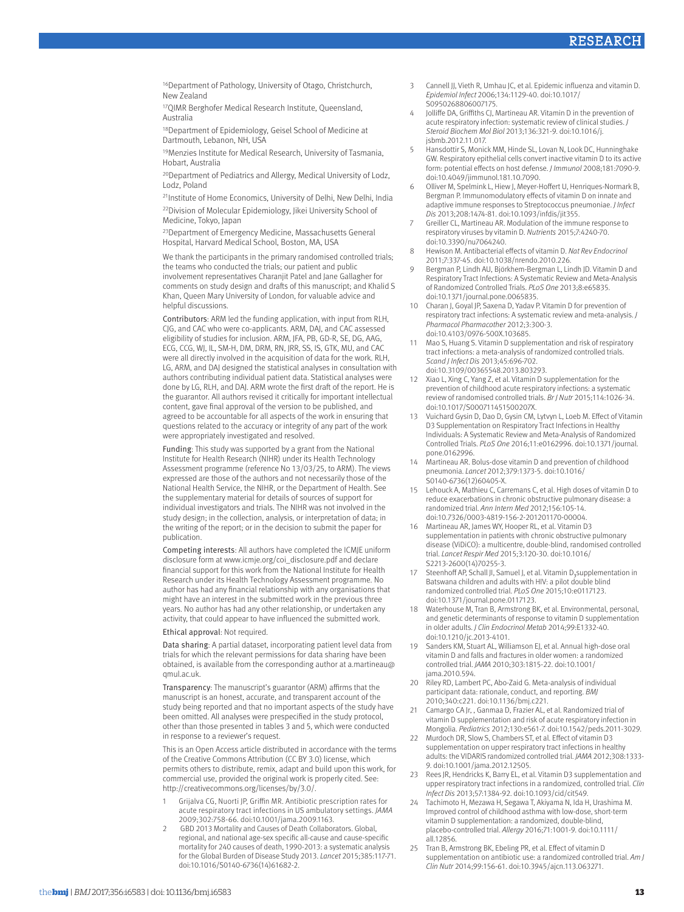[16]Department of Pathology, University of Otago, Christchurch, New Zealand

[17]QIMR Berghofer Medical Research Institute, Queensland, Australia

[18]Department of Epidemiology, Geisel School of Medicine at Dartmouth, Lebanon, NH, USA

[19]Menzies Institute for Medical Research, University of Tasmania, Hobart, Australia

[20]Department of Pediatrics and Allergy, Medical University of Lodz, Lodz, Poland

[21]Institute of Home Economics, University of Delhi, New Delhi, India

[22]Division of Molecular Epidemiology, Jikei University School of Medicine, Tokyo, Japan

[23]Department of Emergency Medicine, Massachusetts General Hospital, Harvard Medical School, Boston, MA, USA

We thank the participants in the primary randomised controlled trials; the teams who conducted the trials; our patient and public involvement representatives Charanjit Patel and Jane Gallagher for comments on study design and drafts of this manuscript; and Khalid S Khan, Queen Mary University of London, for valuable advice and helpful discussions.

Contributors: ARM led the funding application, with input from RLH, CJG, and CAC who were co-applicants. ARM, DAJ, and CAC assessed eligibility of studies for inclusion. ARM, JFA, PB, GD-R, SE, DG, AAG, ECG, CCG, WJ, IL, SM-H, DM, DRM, RN, JRR, SS, IS, GTK, MU, and CAC were all directly involved in the acquisition of data for the work. RLH, LG, ARM, and DAJ designed the statistical analyses in consultation with authors contributing individual patient data. Statistical analyses were done by LG, RLH, and DAJ. ARM wrote the first draft of the report. He is the guarantor. All authors revised it critically for important intellectual content, gave final approval of the version to be published, and agreed to be accountable for all aspects of the work in ensuring that questions related to the accuracy or integrity of any part of the work were appropriately investigated and resolved.

Funding: This study was supported by a grant from the National Institute for Health Research (NIHR) under its Health Technology Assessment programme (reference No 13/03/25, to ARM). The views expressed are those of the authors and not necessarily those of the National Health Service, the NIHR, or the Department of Health. See the supplementary material for details of sources of support for individual investigators and trials. The NIHR was not involved in the study design; in the collection, analysis, or interpretation of data; in the writing of the report; or in the decision to submit the paper for publication.

Competing interests: All authors have completed the ICMJE uniform disclosure form at www.icmje.org/coi_disclosure.pdf and declare financial support for this work from the National Institute for Health Research under its Health Technology Assessment programme. No author has had any financial relationship with any organisations that might have an interest in the submitted work in the previous three years. No author has had any other relationship, or undertaken any activity, that could appear to have influenced the submitted work.

Ethical approval: Not required.

Data sharing: A partial dataset, incorporating patient level data from trials for which the relevant permissions for data sharing have been obtained, is available from the corresponding author at a.martineau@qmul.ac.uk.

Transparency: The manuscript's guarantor (ARM) affirms that the manuscript is an honest, accurate, and transparent account of the study being reported and that no important aspects of the study have been omitted. All analyses were prespecified in the study protocol, other than those presented in tables 3 and 5, which were conducted in response to a reviewer's request.

This is an Open Access article distributed in accordance with the terms of the Creative Commons Attribution (CC BY 3.0) license, which permits others to distribute, remix, adapt and build upon this work, for commercial use, provided the original work is properly cited. See: http://creativecommons.org/licenses/by/3.0/.

1. Grijalva CG, Nuorti JP, Griffin MR. Antibiotic prescription rates for acute respiratory tract infections in US ambulatory settings. *JAMA* 2009;302:758-66. doi:10.1001/jama.2009.1163.
2. GBD 2013 Mortality and Causes of Death Collaborators. Global, regional, and national age-sex specific all-cause and cause-specific mortality for 240 causes of death, 1990-2013: a systematic analysis for the Global Burden of Disease Study 2013. *Lancet* 2015;385:117-71. doi:10.1016/S0140-6736(14)61682-2.
3. Cannell JJ, Vieth R, Umhau JC, et al. Epidemic influenza and vitamin D. *Epidemiol Infect* 2006;134:1129-40. doi:10.1017/S0950268806007175.
4. Jolliffe DA, Griffiths CJ, Martineau AR. Vitamin D in the prevention of acute respiratory infection: systematic review of clinical studies. *J Steroid Biochem Mol Biol* 2013;136:321-9. doi:10.1016/j.jsbmb.2012.11.017.
5. Hansdottir S, Monick MM, Hinde SL, Lovan N, Look DC, Hunninghake GW. Respiratory epithelial cells convert inactive vitamin D to its active form: potential effects on host defense. *J Immunol* 2008;181:7090-9. doi:10.4049/jimmunol.181.10.7090.
6. Olliver M, Spelmink L, Hiew J, Meyer-Hoffert U, Henriques-Normark B, Bergman P. Immunomodulatory effects of vitamin D on innate and adaptive immune responses to Streptococcus pneumoniae. *J Infect Dis* 2013;208:1474-81. doi:10.1093/infdis/jit355.
7. Greiller CL, Martineau AR. Modulation of the immune response to respiratory viruses by vitamin D. *Nutrients* 2015;7:4240-70. doi:10.3390/nu7064240.
8. Hewison M. Antibacterial effects of vitamin D. *Nat Rev Endocrinol* 2011;7:337-45. doi:10.1038/nrendo.2010.226.
9. Bergman P, Lindh AU, Björkhem-Bergman L, Lindh JD. Vitamin D and Respiratory Tract Infections: A Systematic Review and Meta-Analysis of Randomized Controlled Trials. *PLoS One* 2013;8:e65835. doi:10.1371/journal.pone.0065835.
10. Charan J, Goyal JP, Saxena D, Yadav P. Vitamin D for prevention of respiratory tract infections: A systematic review and meta-analysis. *J Pharmacol Pharmacother* 2012;3:300-3. doi:10.4103/0976-500X.103685.
11. Mao S, Huang S. Vitamin D supplementation and risk of respiratory tract infections: a meta-analysis of randomized controlled trials. *Scand J Infect Dis* 2013;45:696-702. doi:10.3109/00365548.2013.803293.
12. Xiao L, Xing C, Yang Z, et al. Vitamin D supplementation for the prevention of childhood acute respiratory infections: a systematic review of randomised controlled trials. *Br J Nutr* 2015;114:1026-34. doi:10.1017/S000711451500207X.
13. Vuichard Gysin D, Dao D, Gysin CM, Lytvyn L, Loeb M. Effect of Vitamin D3 Supplementation on Respiratory Tract Infections in Healthy Individuals: A Systematic Review and Meta-Analysis of Randomized Controlled Trials. *PLoS One* 2016;11:e0162996. doi:10.1371/journal.pone.0162996.
14. Martineau AR. Bolus-dose vitamin D and prevention of childhood pneumonia. *Lancet* 2012;379:1373-5. doi:10.1016/S0140-6736(12)60405-X.
15. Lehouck A, Mathieu C, Carremans C, et al. High doses of vitamin D to reduce exacerbations in chronic obstructive pulmonary disease: a randomized trial. *Ann Intern Med* 2012;156:105-14. doi:10.7326/0003-4819-156-2-201201170-00004.
16. Martineau AR, James WY, Hooper RL, et al. Vitamin D3 supplementation in patients with chronic obstructive pulmonary disease (ViDiCO): a multicentre, double-blind, randomised controlled trial. *Lancet Respir Med* 2015;3:120-30. doi:10.1016/S2213-2600(14)70255-3.
17. Steenhoff AP, Schall JI, Samuel J, et al. Vitamin $D_3$ supplementation in Batswana children and adults with HIV: a pilot double blind randomized controlled trial. *PLoS One* 2015;10:e0117123. doi:10.1371/journal.pone.0117123.
18. Waterhouse M, Tran B, Armstrong BK, et al. Environmental, personal, and genetic determinants of response to vitamin D supplementation in older adults. *J Clin Endocrinol Metab* 2014;99:E1332-40. doi:10.1210/jc.2013-4101.
19. Sanders KM, Stuart AL, Williamson EJ, et al. Annual high-dose oral vitamin D and falls and fractures in older women: a randomized controlled trial. *JAMA* 2010;303:1815-22. doi:10.1001/jama.2010.594.
20. Riley RD, Lambert PC, Abo-Zaid G. Meta-analysis of individual participant data: rationale, conduct, and reporting. *BMJ* 2010;340:c221. doi:10.1136/bmj.c221.
21. Camargo CA Jr, , Ganmaa D, Frazier AL, et al. Randomized trial of vitamin D supplementation and risk of acute respiratory infection in Mongolia. *Pediatrics* 2012;130:e561-7. doi:10.1542/peds.2011-3029.
22. Murdoch DR, Slow S, Chambers ST, et al. Effect of vitamin D3 supplementation on upper respiratory tract infections in healthy adults: the VIDARIS randomized controlled trial. *JAMA* 2012;308:1333-9. doi:10.1001/jama.2012.12505.
23. Rees JR, Hendricks K, Barry EL, et al. Vitamin D3 supplementation and upper respiratory tract infections in a randomized, controlled trial. *Clin Infect Dis* 2013;57:1384-92. doi:10.1093/cid/cit549.
24. Tachimoto H, Mezawa H, Segawa T, Akiyama N, Ida H, Urashima M. Improved control of childhood asthma with low-dose, short-term vitamin D supplementation: a randomized, double-blind, placebo-controlled trial. *Allergy* 2016;71:1001-9. doi:10.1111/all.12856.
25. Tran B, Armstrong BK, Ebeling PR, et al. Effect of vitamin D supplementation on antibiotic use: a randomized controlled trial. *Am J Clin Nutr* 2014;99:156-61. doi:10.3945/ajcn.113.063271.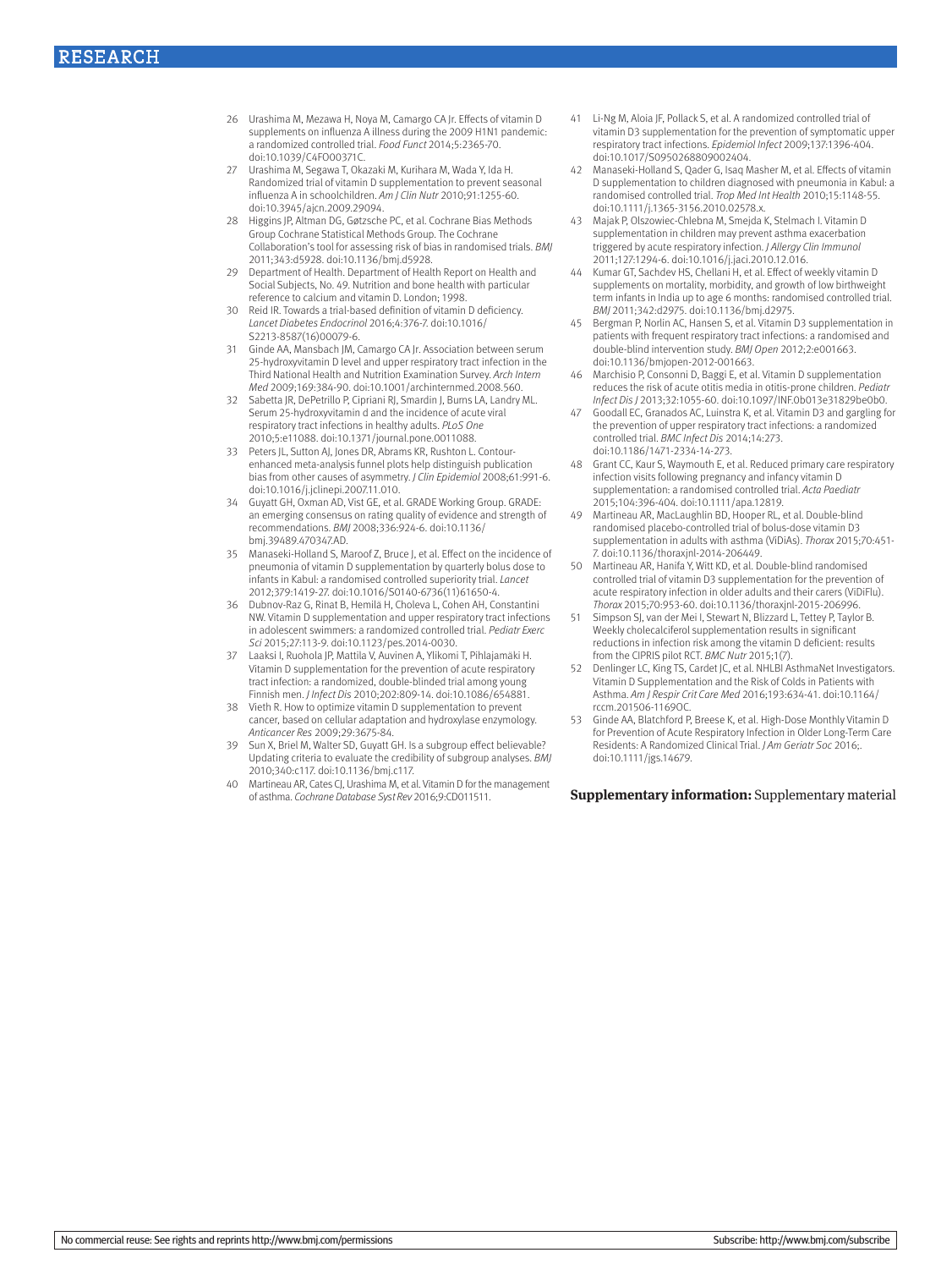26 Urashima M, Mezawa H, Noya M, Camargo CA Jr. Effects of vitamin D supplements on influenza A illness during the 2009 H1N1 pandemic: a randomized controlled trial. *Food Funct* 2014;5:2365-70. doi:10.1039/C4FO00371C.

27 Urashima M, Segawa T, Okazaki M, Kurihara M, Wada Y, Ida H. Randomized trial of vitamin D supplementation to prevent seasonal influenza A in schoolchildren. *Am J Clin Nutr* 2010;91:1255-60. doi:10.3945/ajcn.2009.29094.

28 Higgins JP, Altman DG, Gøtzsche PC, et al. Cochrane Bias Methods Group Cochrane Statistical Methods Group. The Cochrane Collaboration's tool for assessing risk of bias in randomised trials. *BMJ* 2011;343:d5928. doi:10.1136/bmj.d5928.

29 Department of Health. Department of Health Report on Health and Social Subjects, No. 49. Nutrition and bone health with particular reference to calcium and vitamin D. London; 1998.

30 Reid IR. Towards a trial-based definition of vitamin D deficiency. *Lancet Diabetes Endocrinol* 2016;4:376-7. doi:10.1016/S2213-8587(16)00079-6.

31 Ginde AA, Mansbach JM, Camargo CA Jr. Association between serum 25-hydroxyvitamin D level and upper respiratory tract infection in the Third National Health and Nutrition Examination Survey. *Arch Intern Med* 2009;169:384-90. doi:10.1001/archinternmed.2008.560.

32 Sabetta JR, DePetrillo P, Cipriani RJ, Smardin J, Burns LA, Landry ML. Serum 25-hydroxyvitamin d and the incidence of acute viral respiratory tract infections in healthy adults. *PLoS One* 2010;5:e11088. doi:10.1371/journal.pone.0011088.

33 Peters JL, Sutton AJ, Jones DR, Abrams KR, Rushton L. Contour-enhanced meta-analysis funnel plots help distinguish publication bias from other causes of asymmetry. *J Clin Epidemiol* 2008;61:991-6. doi:10.1016/j.jclinepi.2007.11.010.

34 Guyatt GH, Oxman AD, Vist GE, et al. GRADE Working Group. GRADE: an emerging consensus on rating quality of evidence and strength of recommendations. *BMJ* 2008;336:924-6. doi:10.1136/bmj.39489.470347.AD.

35 Manaseki-Holland S, Maroof Z, Bruce J, et al. Effect on the incidence of pneumonia of vitamin D supplementation by quarterly bolus dose to infants in Kabul: a randomised controlled superiority trial. *Lancet* 2012;379:1419-27. doi:10.1016/S0140-6736(11)61650-4.

36 Dubnov-Raz G, Rinat B, Hemilä H, Choleva L, Cohen AH, Constantini NW. Vitamin D supplementation and upper respiratory tract infections in adolescent swimmers: a randomized controlled trial. *Pediatr Exerc Sci* 2015;27:113-9. doi:10.1123/pes.2014-0030.

37 Laaksi I, Ruohola JP, Mattila V, Auvinen A, Ylikomi T, Pihlajamäki H. Vitamin D supplementation for the prevention of acute respiratory tract infection: a randomized, double-blinded trial among young Finnish men. *J Infect Dis* 2010;202:809-14. doi:10.1086/654881.

38 Vieth R. How to optimize vitamin D supplementation to prevent cancer, based on cellular adaptation and hydroxylase enzymology. *Anticancer Res* 2009;29:3675-84.

39 Sun X, Briel M, Walter SD, Guyatt GH. Is a subgroup effect believable? Updating criteria to evaluate the credibility of subgroup analyses. *BMJ* 2010;340:c117. doi:10.1136/bmj.c117.

40 Martineau AR, Cates CJ, Urashima M, et al. Vitamin D for the management of asthma. *Cochrane Database Syst Rev* 2016;9:CD011511.

41 Li-Ng M, Aloia JF, Pollack S, et al. A randomized controlled trial of vitamin D3 supplementation for the prevention of symptomatic upper respiratory tract infections. *Epidemiol Infect* 2009;137:1396-404. doi:10.1017/S0950268809002404.

42 Manaseki-Holland S, Qader G, Isaq Masher M, et al. Effects of vitamin D supplementation to children diagnosed with pneumonia in Kabul: a randomised controlled trial. *Trop Med Int Health* 2010;15:1148-55. doi:10.1111/j.1365-3156.2010.02578.x.

43 Majak P, Olszowiec-Chlebna M, Smejda K, Stelmach I. Vitamin D supplementation in children may prevent asthma exacerbation triggered by acute respiratory infection. *J Allergy Clin Immunol* 2011;127:1294-6. doi:10.1016/j.jaci.2010.12.016.

44 Kumar GT, Sachdev HS, Chellani H, et al. Effect of weekly vitamin D supplements on mortality, morbidity, and growth of low birthweight term infants in India up to age 6 months: randomised controlled trial. *BMJ* 2011;342:d2975. doi:10.1136/bmj.d2975.

45 Bergman P, Norlin AC, Hansen S, et al. Vitamin D3 supplementation in patients with frequent respiratory tract infections: a randomised and double-blind intervention study. *BMJ Open* 2012;2:e001663. doi:10.1136/bmjopen-2012-001663.

46 Marchisio P, Consonni D, Baggi E, et al. Vitamin D supplementation reduces the risk of acute otitis media in otitis-prone children. *Pediatr Infect Dis J* 2013;32:1055-60. doi:10.1097/INF.0b013e31829be0b0.

47 Goodall EC, Granados AC, Luinstra K, et al. Vitamin D3 and gargling for the prevention of upper respiratory tract infections: a randomized controlled trial. *BMC Infect Dis* 2014;14:273. doi:10.1186/1471-2334-14-273.

48 Grant CC, Kaur S, Waymouth E, et al. Reduced primary care respiratory infection visits following pregnancy and infancy vitamin D supplementation: a randomised controlled trial. *Acta Paediatr* 2015;104:396-404. doi:10.1111/apa.12819.

49 Martineau AR, MacLaughlin BD, Hooper RL, et al. Double-blind randomised placebo-controlled trial of bolus-dose vitamin D3 supplementation in adults with asthma (ViDiAs). *Thorax* 2015;70:451-7. doi:10.1136/thoraxjnl-2014-206449.

50 Martineau AR, Hanifa Y, Witt KD, et al. Double-blind randomised controlled trial of vitamin D3 supplementation for the prevention of acute respiratory infection in older adults and their carers (ViDiFlu). *Thorax* 2015;70:953-60. doi:10.1136/thoraxjnl-2015-206996.

51 Simpson SJ, van der Mei I, Stewart N, Blizzard L, Tettey P, Taylor B. Weekly cholecalciferol supplementation results in significant reductions in infection risk among the vitamin D deficient: results from the CIPRIS pilot RCT. *BMC Nutr* 2015;1(7).

52 Denlinger LC, King TS, Cardet JC, et al. NHLBI AsthmaNet Investigators. Vitamin D Supplementation and the Risk of Colds in Patients with Asthma. *Am J Respir Crit Care Med* 2016;193:634-41. doi:10.1164/rccm.201506-1169OC.

53 Ginde AA, Blatchford P, Breese K, et al. High-Dose Monthly Vitamin D for Prevention of Acute Respiratory Infection in Older Long-Term Care Residents: A Randomized Clinical Trial. *J Am Geriatr Soc* 2016;. doi:10.1111/jgs.14679.

**Supplementary information:** Supplementary material